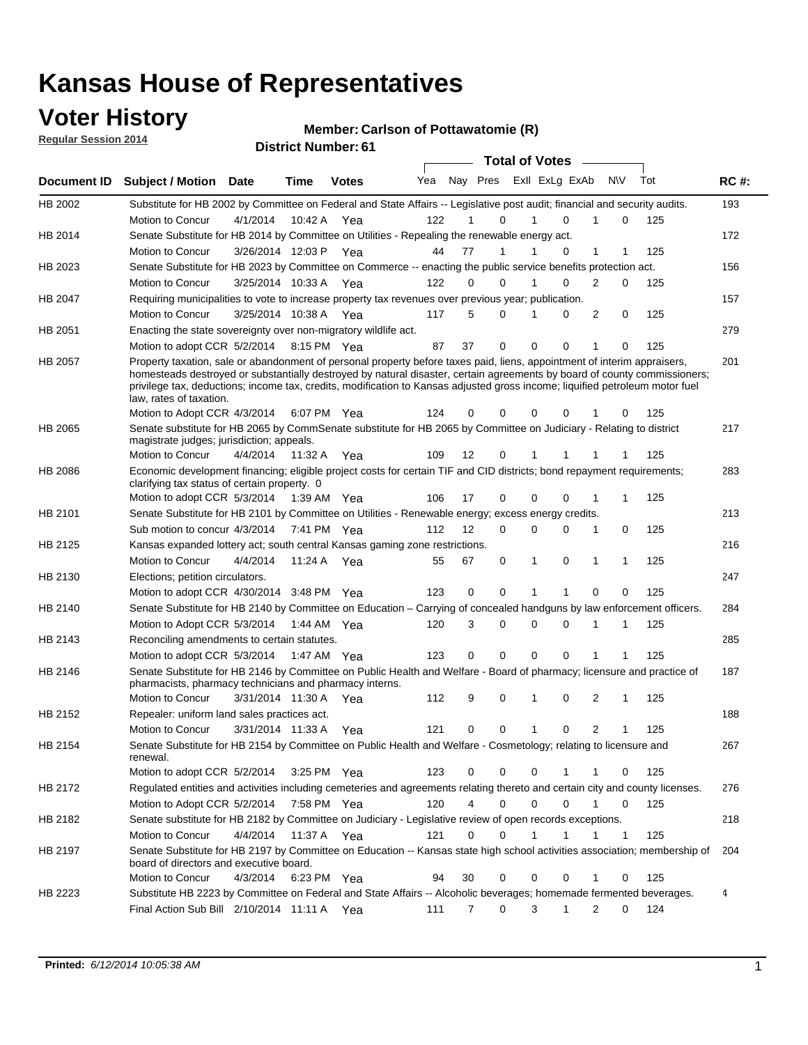# Kansas House of Representatives

## Voter History

**Regular Session 2014**

**Member: Carlson of Pottawatomie (R)**

**District Number: 61**

| Document ID | Subject / Motion | Date | Time | Votes | Yea | Nay | Pres | ExII | ExLg | ExAb | N\V | Tot | RC #: |
|---|---|---|---|---|---|---|---|---|---|---|---|---|---|
| HB 2002 | Substitute for HB 2002 by Committee on Federal and State Affairs -- Legislative post audit; financial and security audits. | | | | | | | | | | | | 193 |
| | Motion to Concur | 4/1/2014 | 10:42 A | Yea | 122 | 1 | 0 | 1 | 0 | 1 | 0 | 125 | |
| HB 2014 | Senate Substitute for HB 2014 by Committee on Utilities - Repealing the renewable energy act. | | | | | | | | | | | | 172 |
| | Motion to Concur | 3/26/2014 | 12:03 P | Yea | 44 | 77 | 1 | 1 | 0 | 1 | 1 | 125 | |
| HB 2023 | Senate Substitute for HB 2023 by Committee on Commerce -- enacting the public service benefits protection act. | | | | | | | | | | | | 156 |
| | Motion to Concur | 3/25/2014 | 10:33 A | Yea | 122 | 0 | 0 | 1 | 0 | 2 | 0 | 125 | |
| HB 2047 | Requiring municipalities to vote to increase property tax revenues over previous year; publication. | | | | | | | | | | | | 157 |
| | Motion to Concur | 3/25/2014 | 10:38 A | Yea | 117 | 5 | 0 | 1 | 0 | 2 | 0 | 125 | |
| HB 2051 | Enacting the state sovereignty over non-migratory wildlife act. | | | | | | | | | | | | 279 |
| | Motion to adopt CCR | 5/2/2014 | 8:15 PM | Yea | 87 | 37 | 0 | 0 | 0 | 1 | 0 | 125 | |
| HB 2057 | Property taxation, sale or abandonment of personal property before taxes paid, liens, appointment of interim appraisers, homesteads destroyed or substantially destroyed by natural disaster, certain agreements by board of county commissioners; privilege tax, deductions; income tax, credits, modification to Kansas adjusted gross income; liquified petroleum motor fuel law, rates of taxation. | | | | | | | | | | | | 201 |
| | Motion to Adopt CCR | 4/3/2014 | 6:07 PM | Yea | 124 | 0 | 0 | 0 | 0 | 1 | 0 | 125 | |
| HB 2065 | Senate substitute for HB 2065 by CommSenate substitute for HB 2065 by Committee on Judiciary - Relating to district magistrate judges; jurisdiction; appeals. | | | | | | | | | | | | 217 |
| | Motion to Concur | 4/4/2014 | 11:32 A | Yea | 109 | 12 | 0 | 1 | 1 | 1 | 1 | 125 | |
| HB 2086 | Economic development financing; eligible project costs for certain TIF and CID districts; bond repayment requirements; clarifying tax status of certain property. 0 | | | | | | | | | | | | 283 |
| | Motion to adopt CCR | 5/3/2014 | 1:39 AM | Yea | 106 | 17 | 0 | 0 | 0 | 1 | 1 | 125 | |
| HB 2101 | Senate Substitute for HB 2101 by Committee on Utilities - Renewable energy; excess energy credits. | | | | | | | | | | | | 213 |
| | Sub motion to concur | 4/3/2014 | 7:41 PM | Yea | 112 | 12 | 0 | 0 | 0 | 1 | 0 | 125 | |
| HB 2125 | Kansas expanded lottery act; south central Kansas gaming zone restrictions. | | | | | | | | | | | | 216 |
| | Motion to Concur | 4/4/2014 | 11:24 A | Yea | 55 | 67 | 0 | 1 | 0 | 1 | 1 | 125 | |
| HB 2130 | Elections; petition circulators. | | | | | | | | | | | | 247 |
| | Motion to adopt CCR | 4/30/2014 | 3:48 PM | Yea | 123 | 0 | 0 | 1 | 1 | 0 | 0 | 125 | |
| HB 2140 | Senate Substitute for HB 2140 by Committee on Education – Carrying of concealed handguns by law enforcement officers. | | | | | | | | | | | | 284 |
| | Motion to Adopt CCR | 5/3/2014 | 1:44 AM | Yea | 120 | 3 | 0 | 0 | 0 | 1 | 1 | 125 | |
| HB 2143 | Reconciling amendments to certain statutes. | | | | | | | | | | | | 285 |
| | Motion to adopt CCR | 5/3/2014 | 1:47 AM | Yea | 123 | 0 | 0 | 0 | 0 | 1 | 1 | 125 | |
| HB 2146 | Senate Substitute for HB 2146 by Committee on Public Health and Welfare - Board of pharmacy; licensure and practice of pharmacists, pharmacy technicians and pharmacy interns. | | | | | | | | | | | | 187 |
| | Motion to Concur | 3/31/2014 | 11:30 A | Yea | 112 | 9 | 0 | 1 | 0 | 2 | 1 | 125 | |
| HB 2152 | Repealer: uniform land sales practices act. | | | | | | | | | | | | 188 |
| | Motion to Concur | 3/31/2014 | 11:33 A | Yea | 121 | 0 | 0 | 1 | 0 | 2 | 1 | 125 | |
| HB 2154 | Senate Substitute for HB 2154 by Committee on Public Health and Welfare - Cosmetology; relating to licensure and renewal. | | | | | | | | | | | | 267 |
| | Motion to adopt CCR | 5/2/2014 | 3:25 PM | Yea | 123 | 0 | 0 | 0 | 1 | 1 | 0 | 125 | |
| HB 2172 | Regulated entities and activities including cemeteries and agreements relating thereto and certain city and county licenses. | | | | | | | | | | | | 276 |
| | Motion to Adopt CCR | 5/2/2014 | 7:58 PM | Yea | 120 | 4 | 0 | 0 | 0 | 1 | 0 | 125 | |
| HB 2182 | Senate substitute for HB 2182 by Committee on Judiciary - Legislative review of open records exceptions. | | | | | | | | | | | | 218 |
| | Motion to Concur | 4/4/2014 | 11:37 A | Yea | 121 | 0 | 0 | 1 | 1 | 1 | 1 | 125 | |
| HB 2197 | Senate Substitute for HB 2197 by Committee on Education -- Kansas state high school activities association; membership of board of directors and executive board. | | | | | | | | | | | | 204 |
| | Motion to Concur | 4/3/2014 | 6:23 PM | Yea | 94 | 30 | 0 | 0 | 0 | 1 | 0 | 125 | |
| HB 2223 | Substitute HB 2223 by Committee on Federal and State Affairs -- Alcoholic beverages; homemade fermented beverages. | | | | | | | | | | | | 4 |
| | Final Action Sub Bill | 2/10/2014 | 11:11 A | Yea | 111 | 7 | 0 | 3 | 1 | 2 | 0 | 124 | |

**Printed:** *6/12/2014 10:05:38 AM*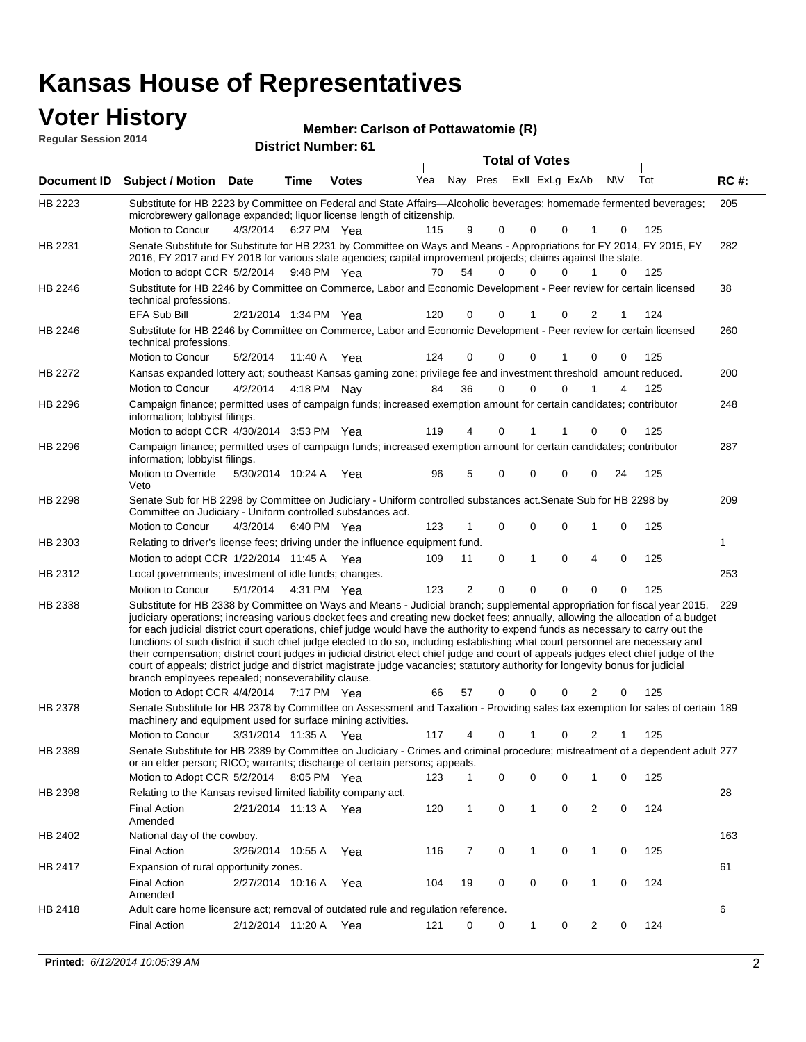# Kansas House of Representatives

## Voter History

**Regular Session 2014**

**Member: Carlson of Pottawatomie (R)**

**District Number: 61**

| Document ID | Subject / Motion | Date | Time | Votes | Yea | Nay | Pres | ExII | ExLg | ExAb | N\V | Tot | RC #: |
|---|---|---|---|---|---|---|---|---|---|---|---|---|---|
| HB 2223 | Substitute for HB 2223 by Committee on Federal and State Affairs—Alcoholic beverages; homemade fermented beverages; microbrewery gallonage expanded; liquor license length of citizenship. | | | | | | | | | | | | 205 |
| | Motion to Concur | 4/3/2014 | 6:27 PM | Yea | 115 | 9 | 0 | 0 | 0 | 1 | 0 | 125 | |
| HB 2231 | Senate Substitute for Substitute for HB 2231 by Committee on Ways and Means - Appropriations for FY 2014, FY 2015, FY 2016, FY 2017 and FY 2018 for various state agencies; capital improvement projects; claims against the state. | | | | | | | | | | | | 282 |
| | Motion to adopt CCR | 5/2/2014 | 9:48 PM | Yea | 70 | 54 | 0 | 0 | 0 | 1 | 0 | 125 | |
| HB 2246 | Substitute for HB 2246 by Committee on Commerce, Labor and Economic Development - Peer review for certain licensed technical professions. | | | | | | | | | | | | 38 |
| | EFA Sub Bill | 2/21/2014 | 1:34 PM | Yea | 120 | 0 | 0 | 1 | 0 | 2 | 1 | 124 | |
| HB 2246 | Substitute for HB 2246 by Committee on Commerce, Labor and Economic Development - Peer review for certain licensed technical professions. | | | | | | | | | | | | 260 |
| | Motion to Concur | 5/2/2014 | 11:40 A | Yea | 124 | 0 | 0 | 0 | 1 | 0 | 0 | 125 | |
| HB 2272 | Kansas expanded lottery act; southeast Kansas gaming zone; privilege fee and investment threshold amount reduced. | | | | | | | | | | | | 200 |
| | Motion to Concur | 4/2/2014 | 4:18 PM | Nay | 84 | 36 | 0 | 0 | 0 | 1 | 4 | 125 | |
| HB 2296 | Campaign finance; permitted uses of campaign funds; increased exemption amount for certain candidates; contributor information; lobbyist filings. | | | | | | | | | | | | 248 |
| | Motion to adopt CCR | 4/30/2014 | 3:53 PM | Yea | 119 | 4 | 0 | 1 | 1 | 0 | 0 | 125 | |
| HB 2296 | Campaign finance; permitted uses of campaign funds; increased exemption amount for certain candidates; contributor information; lobbyist filings. | | | | | | | | | | | | 287 |
| | Motion to Override Veto | 5/30/2014 | 10:24 A | Yea | 96 | 5 | 0 | 0 | 0 | 0 | 24 | 125 | |
| HB 2298 | Senate Sub for HB 2298 by Committee on Judiciary - Uniform controlled substances act.Senate Sub for HB 2298 by Committee on Judiciary - Uniform controlled substances act. | | | | | | | | | | | | 209 |
| | Motion to Concur | 4/3/2014 | 6:40 PM | Yea | 123 | 1 | 0 | 0 | 0 | 1 | 0 | 125 | |
| HB 2303 | Relating to driver's license fees; driving under the influence equipment fund. | | | | | | | | | | | | 1 |
| | Motion to adopt CCR | 1/22/2014 | 11:45 A | Yea | 109 | 11 | 0 | 1 | 0 | 4 | 0 | 125 | |
| HB 2312 | Local governments; investment of idle funds; changes. | | | | | | | | | | | | 253 |
| | Motion to Concur | 5/1/2014 | 4:31 PM | Yea | 123 | 2 | 0 | 0 | 0 | 0 | 0 | 125 | |
| HB 2338 | Substitute for HB 2338 by Committee on Ways and Means - Judicial branch; supplemental appropriation for fiscal year 2015, judiciary operations; increasing various docket fees and creating new docket fees; annually, allowing the allocation of a budget for each judicial district court operations, chief judge would have the authority to expend funds as necessary to carry out the functions of such district if such chief judge elected to do so, including establishing what court personnel are necessary and their compensation; district court judges in judicial district elect chief judge and court of appeals judges elect chief judge of the court of appeals; district judge and district magistrate judge vacancies; statutory authority for longevity bonus for judicial branch employees repealed; nonseverability clause. | | | | | | | | | | | | 229 |
| | Motion to Adopt CCR | 4/4/2014 | 7:17 PM | Yea | 66 | 57 | 0 | 0 | 0 | 2 | 0 | 125 | |
| HB 2378 | Senate Substitute for HB 2378 by Committee on Assessment and Taxation - Providing sales tax exemption for sales of certain machinery and equipment used for surface mining activities. | | | | | | | | | | | | 189 |
| | Motion to Concur | 3/31/2014 | 11:35 A | Yea | 117 | 4 | 0 | 1 | 0 | 2 | 1 | 125 | |
| HB 2389 | Senate Substitute for HB 2389 by Committee on Judiciary - Crimes and criminal procedure; mistreatment of a dependent adult or an elder person; RICO; warrants; discharge of certain persons; appeals. | | | | | | | | | | | | 277 |
| | Motion to Adopt CCR | 5/2/2014 | 8:05 PM | Yea | 123 | 1 | 0 | 0 | 0 | 1 | 0 | 125 | |
| HB 2398 | Relating to the Kansas revised limited liability company act. | | | | | | | | | | | | 28 |
| | Final Action Amended | 2/21/2014 | 11:13 A | Yea | 120 | 1 | 0 | 1 | 0 | 2 | 0 | 124 | |
| HB 2402 | National day of the cowboy. | | | | | | | | | | | | 163 |
| | Final Action | 3/26/2014 | 10:55 A | Yea | 116 | 7 | 0 | 1 | 0 | 1 | 0 | 125 | |
| HB 2417 | Expansion of rural opportunity zones. | | | | | | | | | | | | 61 |
| | Final Action Amended | 2/27/2014 | 10:16 A | Yea | 104 | 19 | 0 | 0 | 0 | 1 | 0 | 124 | |
| HB 2418 | Adult care home licensure act; removal of outdated rule and regulation reference. | | | | | | | | | | | | 6 |
| | Final Action | 2/12/2014 | 11:20 A | Yea | 121 | 0 | 0 | 1 | 0 | 2 | 0 | 124 | |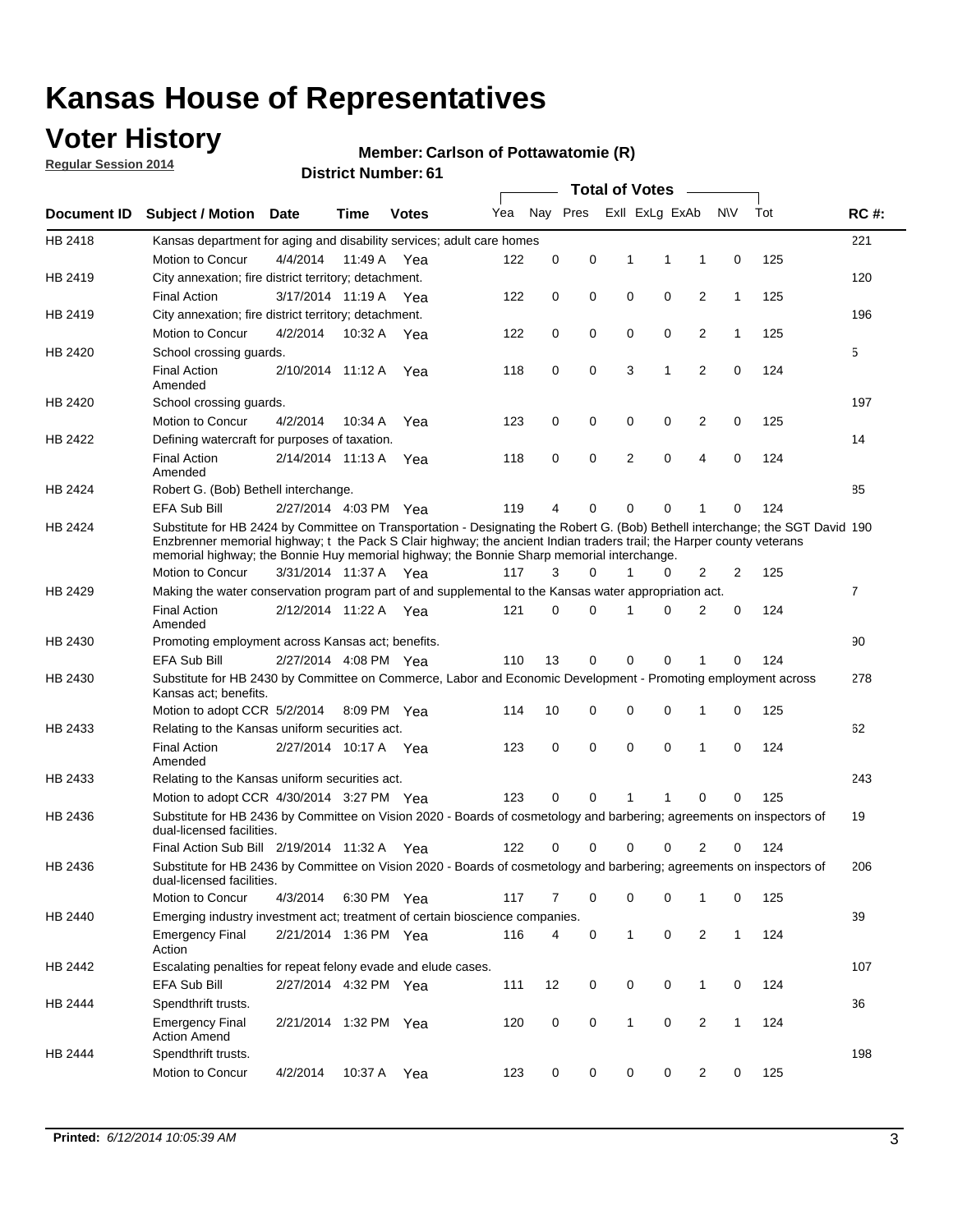# Kansas House of Representatives

## Voter History

**Regular Session 2014**

**Member: Carlson of Pottawatomie (R)**

**District Number: 61**

| Document ID | Subject / Motion | Date | Time | Votes | Yea | Nay | Pres | ExII | ExLg | ExAb | N\V | Tot | RC #: |
|---|---|---|---|---|---|---|---|---|---|---|---|---|---|
| HB 2418 | Kansas department for aging and disability services; adult care homes | | | | | | | | | | | | 221 |
| | Motion to Concur | 4/4/2014 | 11:49 A | Yea | 122 | 0 | 0 | 1 | 1 | 1 | 0 | 125 | |
| HB 2419 | City annexation; fire district territory; detachment. | | | | | | | | | | | | 120 |
| | Final Action | 3/17/2014 | 11:19 A | Yea | 122 | 0 | 0 | 0 | 0 | 2 | 1 | 125 | |
| HB 2419 | City annexation; fire district territory; detachment. | | | | | | | | | | | | 196 |
| | Motion to Concur | 4/2/2014 | 10:32 A | Yea | 122 | 0 | 0 | 0 | 0 | 2 | 1 | 125 | |
| HB 2420 | School crossing guards. | | | | | | | | | | | | 5 |
| | Final Action Amended | 2/10/2014 | 11:12 A | Yea | 118 | 0 | 0 | 3 | 1 | 2 | 0 | 124 | |
| HB 2420 | School crossing guards. | | | | | | | | | | | | 197 |
| | Motion to Concur | 4/2/2014 | 10:34 A | Yea | 123 | 0 | 0 | 0 | 0 | 2 | 0 | 125 | |
| HB 2422 | Defining watercraft for purposes of taxation. | | | | | | | | | | | | 14 |
| | Final Action Amended | 2/14/2014 | 11:13 A | Yea | 118 | 0 | 0 | 2 | 0 | 4 | 0 | 124 | |
| HB 2424 | Robert G. (Bob) Bethell interchange. | | | | | | | | | | | | 85 |
| | EFA Sub Bill | 2/27/2014 | 4:03 PM | Yea | 119 | 4 | 0 | 0 | 0 | 1 | 0 | 124 | |
| HB 2424 | Substitute for HB 2424 by Committee on Transportation - Designating the Robert G. (Bob) Bethell interchange; the SGT David Enzbrenner memorial highway; t the Pack S Clair highway; the ancient Indian traders trail; the Harper county veterans memorial highway; the Bonnie Huy memorial highway; the Bonnie Sharp memorial interchange. | | | | | | | | | | | | 190 |
| | Motion to Concur | 3/31/2014 | 11:37 A | Yea | 117 | 3 | 0 | 1 | 0 | 2 | 2 | 125 | |
| HB 2429 | Making the water conservation program part of and supplemental to the Kansas water appropriation act. | | | | | | | | | | | | 7 |
| | Final Action Amended | 2/12/2014 | 11:22 A | Yea | 121 | 0 | 0 | 1 | 0 | 2 | 0 | 124 | |
| HB 2430 | Promoting employment across Kansas act; benefits. | | | | | | | | | | | | 90 |
| | EFA Sub Bill | 2/27/2014 | 4:08 PM | Yea | 110 | 13 | 0 | 0 | 0 | 1 | 0 | 124 | |
| HB 2430 | Substitute for HB 2430 by Committee on Commerce, Labor and Economic Development - Promoting employment across Kansas act; benefits. | | | | | | | | | | | | 278 |
| | Motion to adopt CCR | 5/2/2014 | 8:09 PM | Yea | 114 | 10 | 0 | 0 | 0 | 1 | 0 | 125 | |
| HB 2433 | Relating to the Kansas uniform securities act. | | | | | | | | | | | | 62 |
| | Final Action Amended | 2/27/2014 | 10:17 A | Yea | 123 | 0 | 0 | 0 | 0 | 1 | 0 | 124 | |
| HB 2433 | Relating to the Kansas uniform securities act. | | | | | | | | | | | | 243 |
| | Motion to adopt CCR | 4/30/2014 | 3:27 PM | Yea | 123 | 0 | 0 | 1 | 1 | 0 | 0 | 125 | |
| HB 2436 | Substitute for HB 2436 by Committee on Vision 2020 - Boards of cosmetology and barbering; agreements on inspectors of dual-licensed facilities. | | | | | | | | | | | | 19 |
| | Final Action Sub Bill | 2/19/2014 | 11:32 A | Yea | 122 | 0 | 0 | 0 | 0 | 2 | 0 | 124 | |
| HB 2436 | Substitute for HB 2436 by Committee on Vision 2020 - Boards of cosmetology and barbering; agreements on inspectors of dual-licensed facilities. | | | | | | | | | | | | 206 |
| | Motion to Concur | 4/3/2014 | 6:30 PM | Yea | 117 | 7 | 0 | 0 | 0 | 1 | 0 | 125 | |
| HB 2440 | Emerging industry investment act; treatment of certain bioscience companies. | | | | | | | | | | | | 39 |
| | Emergency Final Action | 2/21/2014 | 1:36 PM | Yea | 116 | 4 | 0 | 1 | 0 | 2 | 1 | 124 | |
| HB 2442 | Escalating penalties for repeat felony evade and elude cases. | | | | | | | | | | | | 107 |
| | EFA Sub Bill | 2/27/2014 | 4:32 PM | Yea | 111 | 12 | 0 | 0 | 0 | 1 | 0 | 124 | |
| HB 2444 | Spendthrift trusts. | | | | | | | | | | | | 36 |
| | Emergency Final Action Amend | 2/21/2014 | 1:32 PM | Yea | 120 | 0 | 0 | 1 | 0 | 2 | 1 | 124 | |
| HB 2444 | Spendthrift trusts. | | | | | | | | | | | | 198 |
| | Motion to Concur | 4/2/2014 | 10:37 A | Yea | 123 | 0 | 0 | 0 | 0 | 2 | 0 | 125 | |

**Printed:** *6/12/2014 10:05:39 AM*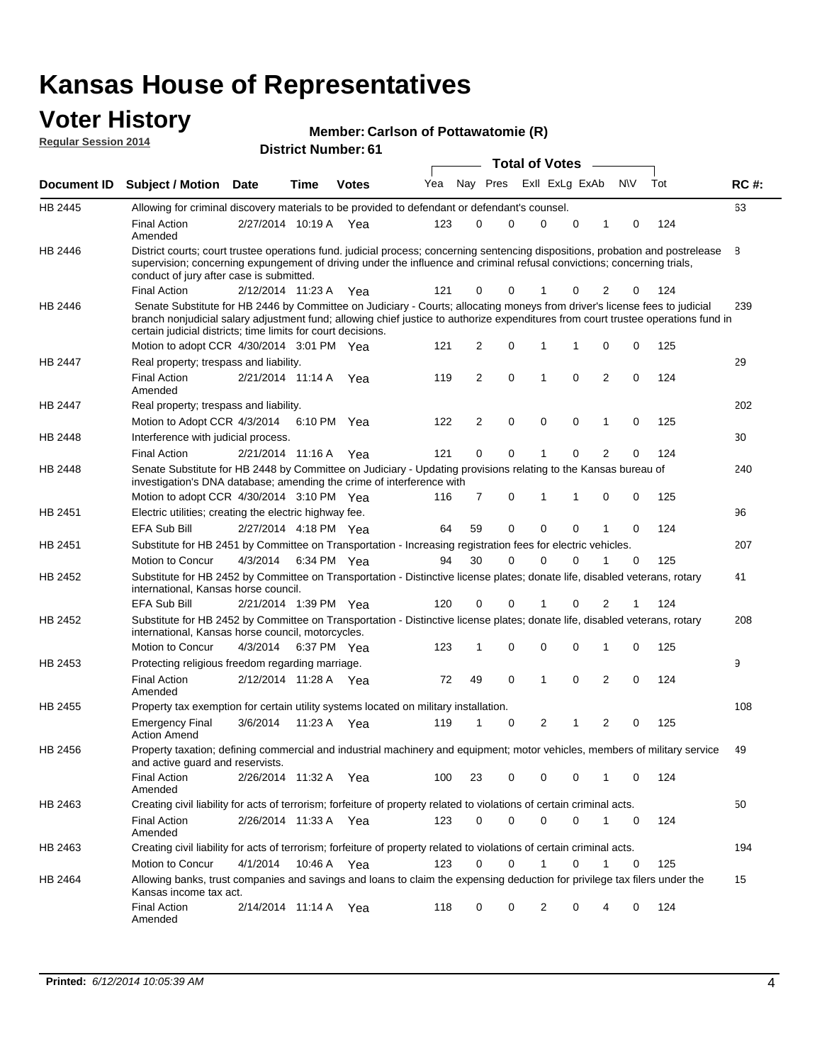# Kansas House of Representatives

## Voter History

**Regular Session 2014**

**Member: Carlson of Pottawatomie (R)**

**District Number: 61**

| Document ID | Subject / Motion | Date | Time | Votes | Yea | Nay | Pres | ExII | ExLg | ExAb | N\V | Tot | RC #: |
|---|---|---|---|---|---|---|---|---|---|---|---|---|---|
| HB 2445 | Allowing for criminal discovery materials to be provided to defendant or defendant's counsel. | | | | | | | | | | | | 63 |
| | Final Action Amended | 2/27/2014 | 10:19 A | Yea | 123 | 0 | 0 | 0 | 0 | 1 | 0 | 124 | |
| HB 2446 | District courts; court trustee operations fund. judicial process; concerning sentencing dispositions, probation and postrelease supervision; concerning expungement of driving under the influence and criminal refusal convictions; concerning trials, conduct of jury after case is submitted. | | | | | | | | | | | | 8 |
| | Final Action | 2/12/2014 | 11:23 A | Yea | 121 | 0 | 0 | 1 | 0 | 2 | 0 | 124 | |
| HB 2446 | Senate Substitute for HB 2446 by Committee on Judiciary - Courts; allocating moneys from driver's license fees to judicial branch nonjudicial salary adjustment fund; allowing chief justice to authorize expenditures from court trustee operations fund in certain judicial districts; time limits for court decisions. | | | | | | | | | | | | 239 |
| | Motion to adopt CCR | 4/30/2014 | 3:01 PM | Yea | 121 | 2 | 0 | 1 | 1 | 0 | 0 | 125 | |
| HB 2447 | Real property; trespass and liability. | | | | | | | | | | | | 29 |
| | Final Action Amended | 2/21/2014 | 11:14 A | Yea | 119 | 2 | 0 | 1 | 0 | 2 | 0 | 124 | |
| HB 2447 | Real property; trespass and liability. | | | | | | | | | | | | 202 |
| | Motion to Adopt CCR | 4/3/2014 | 6:10 PM | Yea | 122 | 2 | 0 | 0 | 0 | 1 | 0 | 125 | |
| HB 2448 | Interference with judicial process. | | | | | | | | | | | | 30 |
| | Final Action | 2/21/2014 | 11:16 A | Yea | 121 | 0 | 0 | 1 | 0 | 2 | 0 | 124 | |
| HB 2448 | Senate Substitute for HB 2448 by Committee on Judiciary - Updating provisions relating to the Kansas bureau of investigation's DNA database; amending the crime of interference with | | | | | | | | | | | | 240 |
| | Motion to adopt CCR | 4/30/2014 | 3:10 PM | Yea | 116 | 7 | 0 | 1 | 1 | 0 | 0 | 125 | |
| HB 2451 | Electric utilities; creating the electric highway fee. | | | | | | | | | | | | 96 |
| | EFA Sub Bill | 2/27/2014 | 4:18 PM | Yea | 64 | 59 | 0 | 0 | 0 | 1 | 0 | 124 | |
| HB 2451 | Substitute for HB 2451 by Committee on Transportation - Increasing registration fees for electric vehicles. | | | | | | | | | | | | 207 |
| | Motion to Concur | 4/3/2014 | 6:34 PM | Yea | 94 | 30 | 0 | 0 | 0 | 1 | 0 | 125 | |
| HB 2452 | Substitute for HB 2452 by Committee on Transportation - Distinctive license plates; donate life, disabled veterans, rotary international, Kansas horse council. | | | | | | | | | | | | 41 |
| | EFA Sub Bill | 2/21/2014 | 1:39 PM | Yea | 120 | 0 | 0 | 1 | 0 | 2 | 1 | 124 | |
| HB 2452 | Substitute for HB 2452 by Committee on Transportation - Distinctive license plates; donate life, disabled veterans, rotary international, Kansas horse council, motorcycles. | | | | | | | | | | | | 208 |
| | Motion to Concur | 4/3/2014 | 6:37 PM | Yea | 123 | 1 | 0 | 0 | 0 | 1 | 0 | 125 | |
| HB 2453 | Protecting religious freedom regarding marriage. | | | | | | | | | | | | 9 |
| | Final Action Amended | 2/12/2014 | 11:28 A | Yea | 72 | 49 | 0 | 1 | 0 | 2 | 0 | 124 | |
| HB 2455 | Property tax exemption for certain utility systems located on military installation. | | | | | | | | | | | | 108 |
| | Emergency Final Action Amend | 3/6/2014 | 11:23 A | Yea | 119 | 1 | 0 | 2 | 1 | 2 | 0 | 125 | |
| HB 2456 | Property taxation; defining commercial and industrial machinery and equipment; motor vehicles, members of military service and active guard and reservists. | | | | | | | | | | | | 49 |
| | Final Action Amended | 2/26/2014 | 11:32 A | Yea | 100 | 23 | 0 | 0 | 0 | 1 | 0 | 124 | |
| HB 2463 | Creating civil liability for acts of terrorism; forfeiture of property related to violations of certain criminal acts. | | | | | | | | | | | | 50 |
| | Final Action Amended | 2/26/2014 | 11:33 A | Yea | 123 | 0 | 0 | 0 | 0 | 1 | 0 | 124 | |
| HB 2463 | Creating civil liability for acts of terrorism; forfeiture of property related to violations of certain criminal acts. | | | | | | | | | | | | 194 |
| | Motion to Concur | 4/1/2014 | 10:46 A | Yea | 123 | 0 | 0 | 1 | 0 | 1 | 0 | 125 | |
| HB 2464 | Allowing banks, trust companies and savings and loans to claim the expensing deduction for privilege tax filers under the Kansas income tax act. | | | | | | | | | | | | 15 |
| | Final Action Amended | 2/14/2014 | 11:14 A | Yea | 118 | 0 | 0 | 2 | 0 | 4 | 0 | 124 | |

**Printed:** *6/12/2014 10:05:39 AM*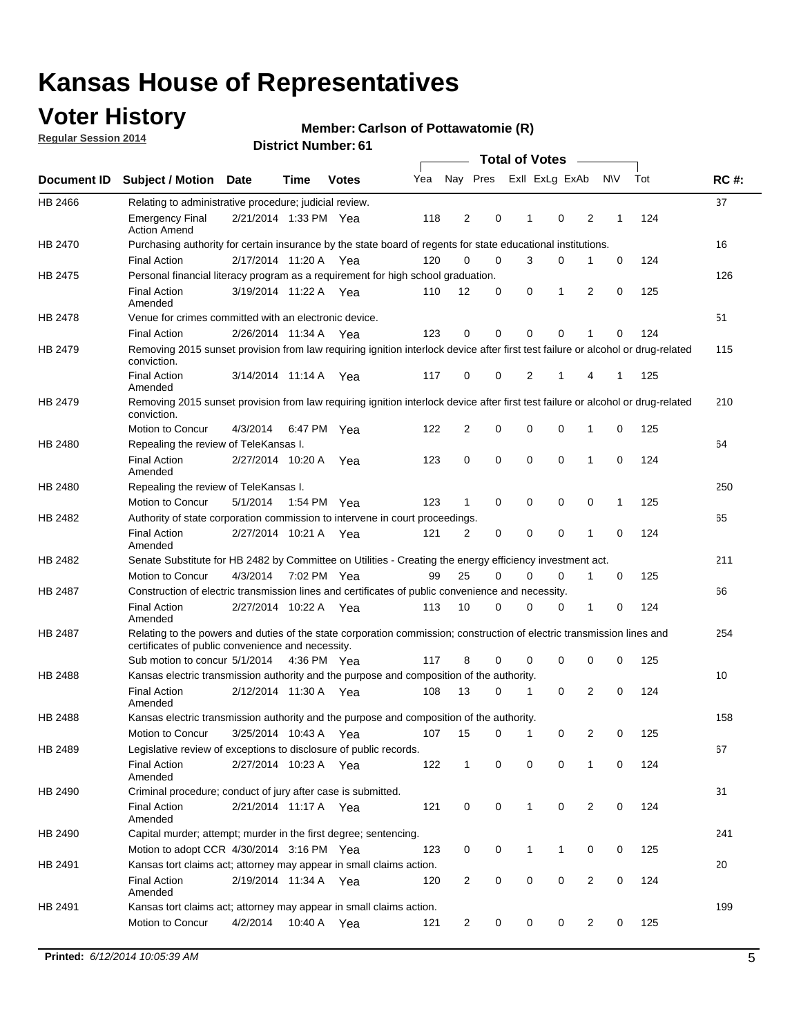# Kansas House of Representatives

## Voter History

**Regular Session 2014**

**Member: Carlson of Pottawatomie (R)**

**District Number: 61**

| Document ID | Subject / Motion | Date | Time | Votes | Yea | Nay | Pres | ExII | ExLg | ExAb | N\V | Tot | RC #: |
|---|---|---|---|---|---|---|---|---|---|---|---|---|---|
| HB 2466 | Relating to administrative procedure; judicial review. | | | | | | | | | | | | 37 |
| | Emergency Final Action Amend | 2/21/2014 | 1:33 PM | Yea | 118 | 2 | 0 | 1 | 0 | 2 | 1 | 124 | |
| HB 2470 | Purchasing authority for certain insurance by the state board of regents for state educational institutions. | | | | | | | | | | | | 16 |
| | Final Action | 2/17/2014 | 11:20 A | Yea | 120 | 0 | 0 | 3 | 0 | 1 | 0 | 124 | |
| HB 2475 | Personal financial literacy program as a requirement for high school graduation. | | | | | | | | | | | | 126 |
| | Final Action Amended | 3/19/2014 | 11:22 A | Yea | 110 | 12 | 0 | 0 | 1 | 2 | 0 | 125 | |
| HB 2478 | Venue for crimes committed with an electronic device. | | | | | | | | | | | | 51 |
| | Final Action | 2/26/2014 | 11:34 A | Yea | 123 | 0 | 0 | 0 | 0 | 1 | 0 | 124 | |
| HB 2479 | Removing 2015 sunset provision from law requiring ignition interlock device after first test failure or alcohol or drug-related conviction. | | | | | | | | | | | | 115 |
| | Final Action Amended | 3/14/2014 | 11:14 A | Yea | 117 | 0 | 0 | 2 | 1 | 4 | 1 | 125 | |
| HB 2479 | Removing 2015 sunset provision from law requiring ignition interlock device after first test failure or alcohol or drug-related conviction. | | | | | | | | | | | | 210 |
| | Motion to Concur | 4/3/2014 | 6:47 PM | Yea | 122 | 2 | 0 | 0 | 0 | 1 | 0 | 125 | |
| HB 2480 | Repealing the review of TeleKansas I. | | | | | | | | | | | | 64 |
| | Final Action Amended | 2/27/2014 | 10:20 A | Yea | 123 | 0 | 0 | 0 | 0 | 1 | 0 | 124 | |
| HB 2480 | Repealing the review of TeleKansas I. | | | | | | | | | | | | 250 |
| | Motion to Concur | 5/1/2014 | 1:54 PM | Yea | 123 | 1 | 0 | 0 | 0 | 0 | 1 | 125 | |
| HB 2482 | Authority of state corporation commission to intervene in court proceedings. | | | | | | | | | | | | 65 |
| | Final Action Amended | 2/27/2014 | 10:21 A | Yea | 121 | 2 | 0 | 0 | 0 | 1 | 0 | 124 | |
| HB 2482 | Senate Substitute for HB 2482 by Committee on Utilities - Creating the energy efficiency investment act. | | | | | | | | | | | | 211 |
| | Motion to Concur | 4/3/2014 | 7:02 PM | Yea | 99 | 25 | 0 | 0 | 0 | 1 | 0 | 125 | |
| HB 2487 | Construction of electric transmission lines and certificates of public convenience and necessity. | | | | | | | | | | | | 66 |
| | Final Action Amended | 2/27/2014 | 10:22 A | Yea | 113 | 10 | 0 | 0 | 0 | 1 | 0 | 124 | |
| HB 2487 | Relating to the powers and duties of the state corporation commission; construction of electric transmission lines and certificates of public convenience and necessity. | | | | | | | | | | | | 254 |
| | Sub motion to concur | 5/1/2014 | 4:36 PM | Yea | 117 | 8 | 0 | 0 | 0 | 0 | 0 | 125 | |
| HB 2488 | Kansas electric transmission authority and the purpose and composition of the authority. | | | | | | | | | | | | 10 |
| | Final Action Amended | 2/12/2014 | 11:30 A | Yea | 108 | 13 | 0 | 1 | 0 | 2 | 0 | 124 | |
| HB 2488 | Kansas electric transmission authority and the purpose and composition of the authority. | | | | | | | | | | | | 158 |
| | Motion to Concur | 3/25/2014 | 10:43 A | Yea | 107 | 15 | 0 | 1 | 0 | 2 | 0 | 125 | |
| HB 2489 | Legislative review of exceptions to disclosure of public records. | | | | | | | | | | | | 67 |
| | Final Action Amended | 2/27/2014 | 10:23 A | Yea | 122 | 1 | 0 | 0 | 0 | 1 | 0 | 124 | |
| HB 2490 | Criminal procedure; conduct of jury after case is submitted. | | | | | | | | | | | | 31 |
| | Final Action Amended | 2/21/2014 | 11:17 A | Yea | 121 | 0 | 0 | 1 | 0 | 2 | 0 | 124 | |
| HB 2490 | Capital murder; attempt; murder in the first degree; sentencing. | | | | | | | | | | | | 241 |
| | Motion to adopt CCR | 4/30/2014 | 3:16 PM | Yea | 123 | 0 | 0 | 1 | 1 | 0 | 0 | 125 | |
| HB 2491 | Kansas tort claims act; attorney may appear in small claims action. | | | | | | | | | | | | 20 |
| | Final Action Amended | 2/19/2014 | 11:34 A | Yea | 120 | 2 | 0 | 0 | 0 | 2 | 0 | 124 | |
| HB 2491 | Kansas tort claims act; attorney may appear in small claims action. | | | | | | | | | | | | 199 |
| | Motion to Concur | 4/2/2014 | 10:40 A | Yea | 121 | 2 | 0 | 0 | 0 | 2 | 0 | 125 | |

**Printed:** *6/12/2014 10:05:39 AM*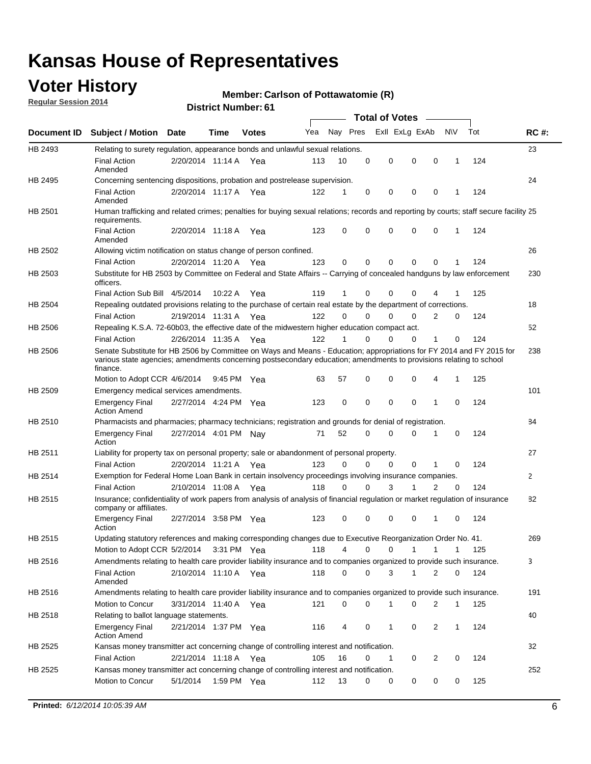# Kansas House of Representatives

## Voter History

**Regular Session 2014**

**Member: Carlson of Pottawatomie (R)**

**District Number: 61**

| Document ID | Subject / Motion | Date | Time | Votes | Yea | Nay | Pres | ExII | ExLg | ExAb | N\V | Tot | RC #: |
|---|---|---|---|---|---|---|---|---|---|---|---|---|---|
| HB 2493 | Relating to surety regulation, appearance bonds and unlawful sexual relations. | | | | | | | | | | | | 23 |
| | Final Action Amended | 2/20/2014 | 11:14 A | Yea | 113 | 10 | 0 | 0 | 0 | 0 | 1 | 124 | |
| HB 2495 | Concerning sentencing dispositions, probation and postrelease supervision. | | | | | | | | | | | | 24 |
| | Final Action Amended | 2/20/2014 | 11:17 A | Yea | 122 | 1 | 0 | 0 | 0 | 0 | 1 | 124 | |
| HB 2501 | Human trafficking and related crimes; penalties for buying sexual relations; records and reporting by courts; staff secure facility requirements. | | | | | | | | | | | | 25 |
| | Final Action Amended | 2/20/2014 | 11:18 A | Yea | 123 | 0 | 0 | 0 | 0 | 0 | 1 | 124 | |
| HB 2502 | Allowing victim notification on status change of person confined. | | | | | | | | | | | | 26 |
| | Final Action | 2/20/2014 | 11:20 A | Yea | 123 | 0 | 0 | 0 | 0 | 0 | 1 | 124 | |
| HB 2503 | Substitute for HB 2503 by Committee on Federal and State Affairs -- Carrying of concealed handguns by law enforcement officers. | | | | | | | | | | | | 230 |
| | Final Action Sub Bill | 4/5/2014 | 10:22 A | Yea | 119 | 1 | 0 | 0 | 0 | 4 | 1 | 125 | |
| HB 2504 | Repealing outdated provisions relating to the purchase of certain real estate by the department of corrections. | | | | | | | | | | | | 18 |
| | Final Action | 2/19/2014 | 11:31 A | Yea | 122 | 0 | 0 | 0 | 0 | 2 | 0 | 124 | |
| HB 2506 | Repealing K.S.A. 72-60b03, the effective date of the midwestern higher education compact act. | | | | | | | | | | | | 52 |
| | Final Action | 2/26/2014 | 11:35 A | Yea | 122 | 1 | 0 | 0 | 0 | 1 | 0 | 124 | |
| HB 2506 | Senate Substitute for HB 2506 by Committee on Ways and Means - Education; appropriations for FY 2014 and FY 2015 for various state agencies; amendments concerning postsecondary education; amendments to provisions relating to school finance. | | | | | | | | | | | | 238 |
| | Motion to Adopt CCR | 4/6/2014 | 9:45 PM | Yea | 63 | 57 | 0 | 0 | 0 | 4 | 1 | 125 | |
| HB 2509 | Emergency medical services amendments. | | | | | | | | | | | | 101 |
| | Emergency Final Action Amend | 2/27/2014 | 4:24 PM | Yea | 123 | 0 | 0 | 0 | 0 | 1 | 0 | 124 | |
| HB 2510 | Pharmacists and pharmacies; pharmacy technicians; registration and grounds for denial of registration. | | | | | | | | | | | | 84 |
| | Emergency Final Action | 2/27/2014 | 4:01 PM | Nay | 71 | 52 | 0 | 0 | 0 | 1 | 0 | 124 | |
| HB 2511 | Liability for property tax on personal property; sale or abandonment of personal property. | | | | | | | | | | | | 27 |
| | Final Action | 2/20/2014 | 11:21 A | Yea | 123 | 0 | 0 | 0 | 0 | 1 | 0 | 124 | |
| HB 2514 | Exemption for Federal Home Loan Bank in certain insolvency proceedings involving insurance companies. | | | | | | | | | | | | 2 |
| | Final Action | 2/10/2014 | 11:08 A | Yea | 118 | 0 | 0 | 3 | 1 | 2 | 0 | 124 | |
| HB 2515 | Insurance; confidentiality of work papers from analysis of analysis of financial regulation or market regulation of insurance company or affiliates. | | | | | | | | | | | | 82 |
| | Emergency Final Action | 2/27/2014 | 3:58 PM | Yea | 123 | 0 | 0 | 0 | 0 | 1 | 0 | 124 | |
| HB 2515 | Updating statutory references and making corresponding changes due to Executive Reorganization Order No. 41. | | | | | | | | | | | | 269 |
| | Motion to Adopt CCR | 5/2/2014 | 3:31 PM | Yea | 118 | 4 | 0 | 0 | 1 | 1 | 1 | 125 | |
| HB 2516 | Amendments relating to health care provider liability insurance and to companies organized to provide such insurance. | | | | | | | | | | | | 3 |
| | Final Action Amended | 2/10/2014 | 11:10 A | Yea | 118 | 0 | 0 | 3 | 1 | 2 | 0 | 124 | |
| HB 2516 | Amendments relating to health care provider liability insurance and to companies organized to provide such insurance. | | | | | | | | | | | | 191 |
| | Motion to Concur | 3/31/2014 | 11:40 A | Yea | 121 | 0 | 0 | 1 | 0 | 2 | 1 | 125 | |
| HB 2518 | Relating to ballot language statements. | | | | | | | | | | | | 40 |
| | Emergency Final Action Amend | 2/21/2014 | 1:37 PM | Yea | 116 | 4 | 0 | 1 | 0 | 2 | 1 | 124 | |
| HB 2525 | Kansas money transmitter act concerning change of controlling interest and notification. | | | | | | | | | | | | 32 |
| | Final Action | 2/21/2014 | 11:18 A | Yea | 105 | 16 | 0 | 1 | 0 | 2 | 0 | 124 | |
| HB 2525 | Kansas money transmitter act concerning change of controlling interest and notification. | | | | | | | | | | | | 252 |
| | Motion to Concur | 5/1/2014 | 1:59 PM | Yea | 112 | 13 | 0 | 0 | 0 | 0 | 0 | 125 | |

**Printed:** *6/12/2014 10:05:39 AM*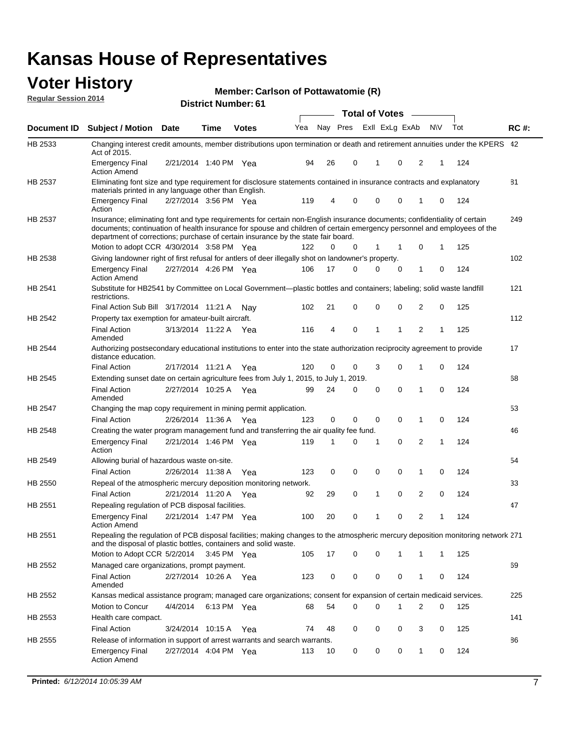# Kansas House of Representatives

## Voter History

**Regular Session 2014**

**Member: Carlson of Pottawatomie (R)**

**District Number: 61**

| Document ID | Subject / Motion | Date | Time | Votes | Yea | Nay | Pres | ExII | ExLg | ExAb | N\V | Tot | RC #: |
|---|---|---|---|---|---|---|---|---|---|---|---|---|---|
| HB 2533 | Changing interest credit amounts, member distributions upon termination or death and retirement annuities under the KPERS Act of 2015. | | | | | | | | | | | | 42 |
| | Emergency Final Action Amend | 2/21/2014 | 1:40 PM | Yea | 94 | 26 | 0 | 1 | 0 | 2 | 1 | 124 | |
| HB 2537 | Eliminating font size and type requirement for disclosure statements contained in insurance contracts and explanatory materials printed in any language other than English. | | | | | | | | | | | | 81 |
| | Emergency Final Action | 2/27/2014 | 3:56 PM | Yea | 119 | 4 | 0 | 0 | 0 | 1 | 0 | 124 | |
| HB 2537 | Insurance; eliminating font and type requirements for certain non-English insurance documents; confidentiality of certain documents; continuation of health insurance for spouse and children of certain emergency personnel and employees of the department of corrections; purchase of certain insurance by the state fair board. | | | | | | | | | | | | 249 |
| | Motion to adopt CCR | 4/30/2014 | 3:58 PM | Yea | 122 | 0 | 0 | 1 | 1 | 0 | 1 | 125 | |
| HB 2538 | Giving landowner right of first refusal for antlers of deer illegally shot on landowner's property. | | | | | | | | | | | | 102 |
| | Emergency Final Action Amend | 2/27/2014 | 4:26 PM | Yea | 106 | 17 | 0 | 0 | 0 | 1 | 0 | 124 | |
| HB 2541 | Substitute for HB2541 by Committee on Local Government—plastic bottles and containers; labeling; solid waste landfill restrictions. | | | | | | | | | | | | 121 |
| | Final Action Sub Bill | 3/17/2014 | 11:21 A | Nay | 102 | 21 | 0 | 0 | 0 | 2 | 0 | 125 | |
| HB 2542 | Property tax exemption for amateur-built aircraft. | | | | | | | | | | | | 112 |
| | Final Action Amended | 3/13/2014 | 11:22 A | Yea | 116 | 4 | 0 | 1 | 1 | 2 | 1 | 125 | |
| HB 2544 | Authorizing postsecondary educational institutions to enter into the state authorization reciprocity agreement to provide distance education. | | | | | | | | | | | | 17 |
| | Final Action | 2/17/2014 | 11:21 A | Yea | 120 | 0 | 0 | 3 | 0 | 1 | 0 | 124 | |
| HB 2545 | Extending sunset date on certain agriculture fees from July 1, 2015, to July 1, 2019. | | | | | | | | | | | | 68 |
| | Final Action Amended | 2/27/2014 | 10:25 A | Yea | 99 | 24 | 0 | 0 | 0 | 1 | 0 | 124 | |
| HB 2547 | Changing the map copy requirement in mining permit application. | | | | | | | | | | | | 53 |
| | Final Action | 2/26/2014 | 11:36 A | Yea | 123 | 0 | 0 | 0 | 0 | 1 | 0 | 124 | |
| HB 2548 | Creating the water program management fund and transferring the air quality fee fund. | | | | | | | | | | | | 46 |
| | Emergency Final Action | 2/21/2014 | 1:46 PM | Yea | 119 | 1 | 0 | 1 | 0 | 2 | 1 | 124 | |
| HB 2549 | Allowing burial of hazardous waste on-site. | | | | | | | | | | | | 54 |
| | Final Action | 2/26/2014 | 11:38 A | Yea | 123 | 0 | 0 | 0 | 0 | 1 | 0 | 124 | |
| HB 2550 | Repeal of the atmospheric mercury deposition monitoring network. | | | | | | | | | | | | 33 |
| | Final Action | 2/21/2014 | 11:20 A | Yea | 92 | 29 | 0 | 1 | 0 | 2 | 0 | 124 | |
| HB 2551 | Repealing regulation of PCB disposal facilities. | | | | | | | | | | | | 47 |
| | Emergency Final Action Amend | 2/21/2014 | 1:47 PM | Yea | 100 | 20 | 0 | 1 | 0 | 2 | 1 | 124 | |
| HB 2551 | Repealing the regulation of PCB disposal facilities; making changes to the atmospheric mercury deposition monitoring network and the disposal of plastic bottles, containers and solid waste. | | | | | | | | | | | | 271 |
| | Motion to Adopt CCR | 5/2/2014 | 3:45 PM | Yea | 105 | 17 | 0 | 0 | 1 | 1 | 1 | 125 | |
| HB 2552 | Managed care organizations, prompt payment. | | | | | | | | | | | | 69 |
| | Final Action Amended | 2/27/2014 | 10:26 A | Yea | 123 | 0 | 0 | 0 | 0 | 1 | 0 | 124 | |
| HB 2552 | Kansas medical assistance program; managed care organizations; consent for expansion of certain medicaid services. | | | | | | | | | | | | 225 |
| | Motion to Concur | 4/4/2014 | 6:13 PM | Yea | 68 | 54 | 0 | 0 | 1 | 2 | 0 | 125 | |
| HB 2553 | Health care compact. | | | | | | | | | | | | 141 |
| | Final Action | 3/24/2014 | 10:15 A | Yea | 74 | 48 | 0 | 0 | 0 | 3 | 0 | 125 | |
| HB 2555 | Release of information in support of arrest warrants and search warrants. | | | | | | | | | | | | 86 |
| | Emergency Final Action Amend | 2/27/2014 | 4:04 PM | Yea | 113 | 10 | 0 | 0 | 0 | 1 | 0 | 124 | |

**Printed:** *6/12/2014 10:05:39 AM*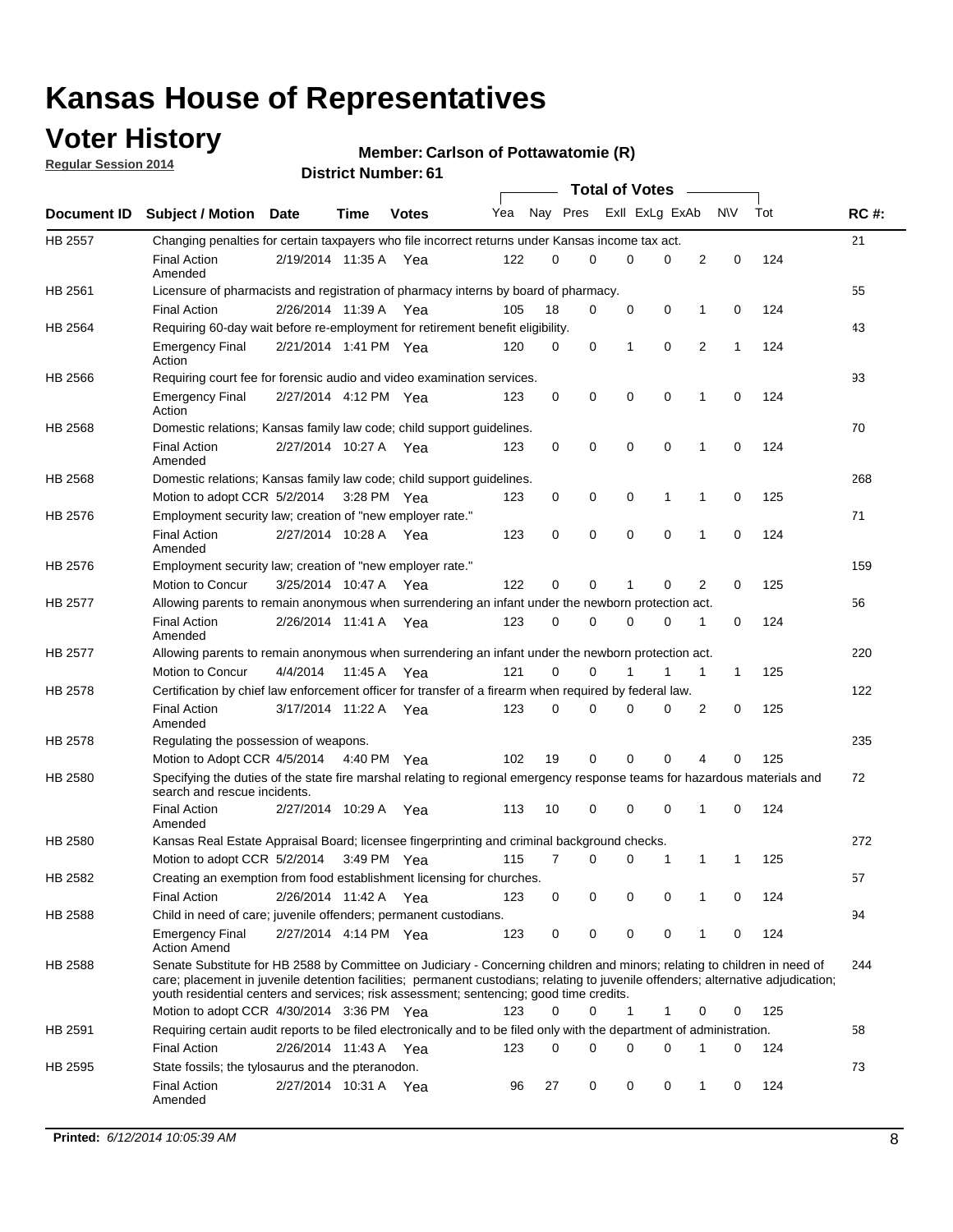# Kansas House of Representatives

## Voter History

**Regular Session 2014**

**Member: Carlson of Pottawatomie (R)**

**District Number: 61**

| Document ID | Subject / Motion | Date | Time | Votes | Yea | Nay | Pres | ExlI | ExLg | ExAb | N\V | Tot | RC #: |
|---|---|---|---|---|---|---|---|---|---|---|---|---|---|
| HB 2557 | Changing penalties for certain taxpayers who file incorrect returns under Kansas income tax act. | | | | | | | | | | | | 21 |
| | Final Action Amended | 2/19/2014 | 11:35 A | Yea | 122 | 0 | 0 | 0 | 0 | 2 | 0 | 124 | |
| HB 2561 | Licensure of pharmacists and registration of pharmacy interns by board of pharmacy. | | | | | | | | | | | | 55 |
| | Final Action | 2/26/2014 | 11:39 A | Yea | 105 | 18 | 0 | 0 | 0 | 1 | 0 | 124 | |
| HB 2564 | Requiring 60-day wait before re-employment for retirement benefit eligibility. | | | | | | | | | | | | 43 |
| | Emergency Final Action | 2/21/2014 | 1:41 PM | Yea | 120 | 0 | 0 | 1 | 0 | 2 | 1 | 124 | |
| HB 2566 | Requiring court fee for forensic audio and video examination services. | | | | | | | | | | | | 93 |
| | Emergency Final Action | 2/27/2014 | 4:12 PM | Yea | 123 | 0 | 0 | 0 | 0 | 1 | 0 | 124 | |
| HB 2568 | Domestic relations; Kansas family law code; child support guidelines. | | | | | | | | | | | | 70 |
| | Final Action Amended | 2/27/2014 | 10:27 A | Yea | 123 | 0 | 0 | 0 | 0 | 1 | 0 | 124 | |
| HB 2568 | Domestic relations; Kansas family law code; child support guidelines. | | | | | | | | | | | | 268 |
| | Motion to adopt CCR | 5/2/2014 | 3:28 PM | Yea | 123 | 0 | 0 | 0 | 1 | 1 | 0 | 125 | |
| HB 2576 | Employment security law; creation of "new employer rate." | | | | | | | | | | | | 71 |
| | Final Action Amended | 2/27/2014 | 10:28 A | Yea | 123 | 0 | 0 | 0 | 0 | 1 | 0 | 124 | |
| HB 2576 | Employment security law; creation of "new employer rate." | | | | | | | | | | | | 159 |
| | Motion to Concur | 3/25/2014 | 10:47 A | Yea | 122 | 0 | 0 | 1 | 0 | 2 | 0 | 125 | |
| HB 2577 | Allowing parents to remain anonymous when surrendering an infant under the newborn protection act. | | | | | | | | | | | | 56 |
| | Final Action Amended | 2/26/2014 | 11:41 A | Yea | 123 | 0 | 0 | 0 | 0 | 1 | 0 | 124 | |
| HB 2577 | Allowing parents to remain anonymous when surrendering an infant under the newborn protection act. | | | | | | | | | | | | 220 |
| | Motion to Concur | 4/4/2014 | 11:45 A | Yea | 121 | 0 | 0 | 1 | 1 | 1 | 1 | 125 | |
| HB 2578 | Certification by chief law enforcement officer for transfer of a firearm when required by federal law. | | | | | | | | | | | | 122 |
| | Final Action Amended | 3/17/2014 | 11:22 A | Yea | 123 | 0 | 0 | 0 | 0 | 2 | 0 | 125 | |
| HB 2578 | Regulating the possession of weapons. | | | | | | | | | | | | 235 |
| | Motion to Adopt CCR | 4/5/2014 | 4:40 PM | Yea | 102 | 19 | 0 | 0 | 0 | 4 | 0 | 125 | |
| HB 2580 | Specifying the duties of the state fire marshal relating to regional emergency response teams for hazardous materials and search and rescue incidents. | | | | | | | | | | | | 72 |
| | Final Action Amended | 2/27/2014 | 10:29 A | Yea | 113 | 10 | 0 | 0 | 0 | 1 | 0 | 124 | |
| HB 2580 | Kansas Real Estate Appraisal Board; licensee fingerprinting and criminal background checks. | | | | | | | | | | | | 272 |
| | Motion to adopt CCR | 5/2/2014 | 3:49 PM | Yea | 115 | 7 | 0 | 0 | 1 | 1 | 1 | 125 | |
| HB 2582 | Creating an exemption from food establishment licensing for churches. | | | | | | | | | | | | 57 |
| | Final Action | 2/26/2014 | 11:42 A | Yea | 123 | 0 | 0 | 0 | 0 | 1 | 0 | 124 | |
| HB 2588 | Child in need of care; juvenile offenders; permanent custodians. | | | | | | | | | | | | 94 |
| | Emergency Final Action Amend | 2/27/2014 | 4:14 PM | Yea | 123 | 0 | 0 | 0 | 0 | 1 | 0 | 124 | |
| HB 2588 | Senate Substitute for HB 2588 by Committee on Judiciary - Concerning children and minors; relating to children in need of care; placement in juvenile detention facilities; permanent custodians; relating to juvenile offenders; alternative adjudication; youth residential centers and services; risk assessment; sentencing; good time credits. | | | | | | | | | | | | 244 |
| | Motion to adopt CCR | 4/30/2014 | 3:36 PM | Yea | 123 | 0 | 0 | 1 | 1 | 0 | 0 | 125 | |
| HB 2591 | Requiring certain audit reports to be filed electronically and to be filed only with the department of administration. | | | | | | | | | | | | 58 |
| | Final Action | 2/26/2014 | 11:43 A | Yea | 123 | 0 | 0 | 0 | 0 | 1 | 0 | 124 | |
| HB 2595 | State fossils; the tylosaurus and the pteranodon. | | | | | | | | | | | | 73 |
| | Final Action Amended | 2/27/2014 | 10:31 A | Yea | 96 | 27 | 0 | 0 | 0 | 1 | 0 | 124 | |

**Printed:** *6/12/2014 10:05:39 AM*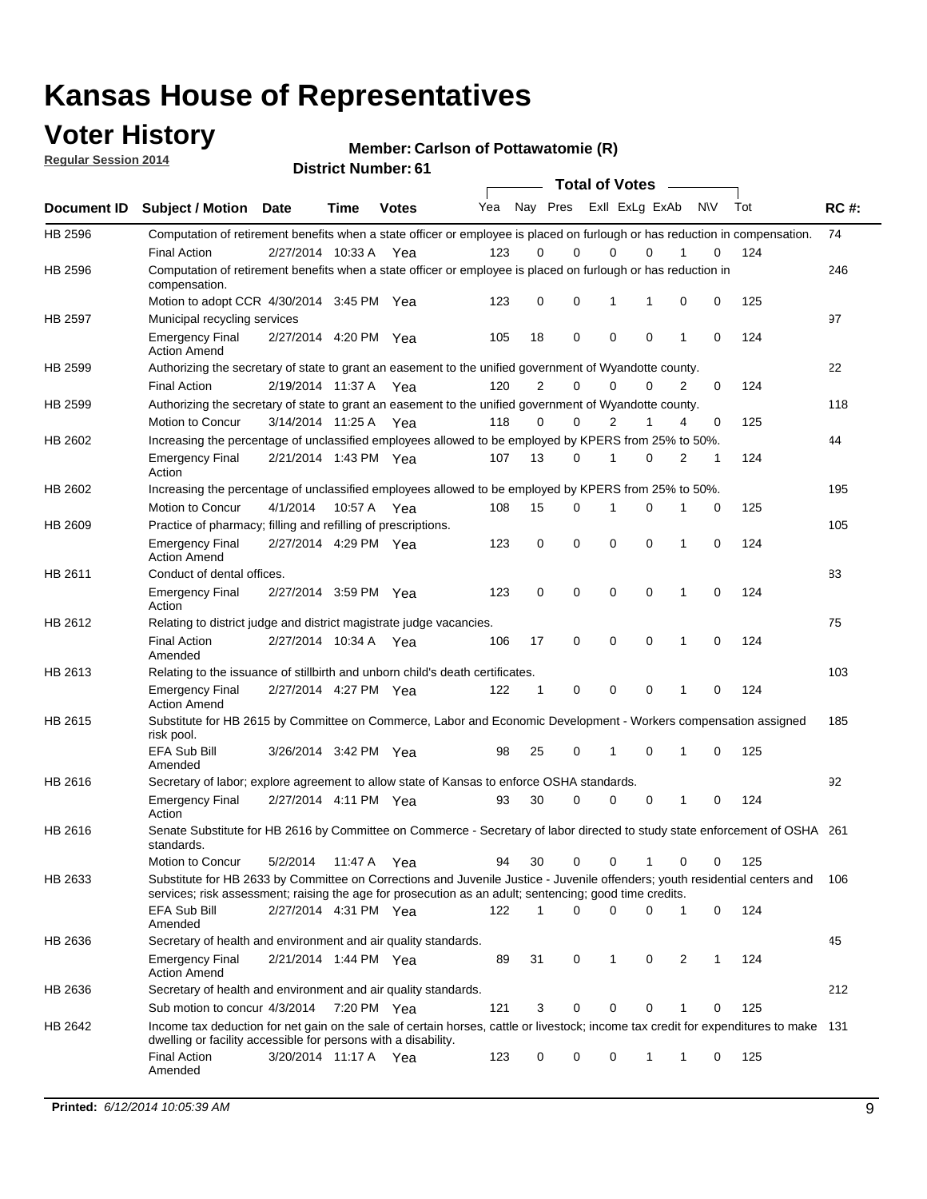# Kansas House of Representatives

## Voter History

**Regular Session 2014**

**Member: Carlson of Pottawatomie (R)**

**District Number: 61**

| Document ID | Subject / Motion | Date | Time | Votes | Yea | Nay | Pres | ExII | ExLg | ExAb | N\V | Tot | RC #: |
|---|---|---|---|---|---|---|---|---|---|---|---|---|---|
| HB 2596 | Computation of retirement benefits when a state officer or employee is placed on furlough or has reduction in compensation. | | | | | | | | | | | | 74 |
| | Final Action | 2/27/2014 | 10:33 A | Yea | 123 | 0 | 0 | 0 | 0 | 1 | 0 | 124 | |
| HB 2596 | Computation of retirement benefits when a state officer or employee is placed on furlough or has reduction in compensation. | | | | | | | | | | | | 246 |
| | Motion to adopt CCR | 4/30/2014 | 3:45 PM | Yea | 123 | 0 | 0 | 1 | 1 | 0 | 0 | 125 | |
| HB 2597 | Municipal recycling services | | | | | | | | | | | | 97 |
| | Emergency Final Action Amend | 2/27/2014 | 4:20 PM | Yea | 105 | 18 | 0 | 0 | 0 | 1 | 0 | 124 | |
| HB 2599 | Authorizing the secretary of state to grant an easement to the unified government of Wyandotte county. | | | | | | | | | | | | 22 |
| | Final Action | 2/19/2014 | 11:37 A | Yea | 120 | 2 | 0 | 0 | 0 | 2 | 0 | 124 | |
| HB 2599 | Authorizing the secretary of state to grant an easement to the unified government of Wyandotte county. | | | | | | | | | | | | 118 |
| | Motion to Concur | 3/14/2014 | 11:25 A | Yea | 118 | 0 | 0 | 2 | 1 | 4 | 0 | 125 | |
| HB 2602 | Increasing the percentage of unclassified employees allowed to be employed by KPERS from 25% to 50%. | | | | | | | | | | | | 44 |
| | Emergency Final Action | 2/21/2014 | 1:43 PM | Yea | 107 | 13 | 0 | 1 | 0 | 2 | 1 | 124 | |
| HB 2602 | Increasing the percentage of unclassified employees allowed to be employed by KPERS from 25% to 50%. | | | | | | | | | | | | 195 |
| | Motion to Concur | 4/1/2014 | 10:57 A | Yea | 108 | 15 | 0 | 1 | 0 | 1 | 0 | 125 | |
| HB 2609 | Practice of pharmacy; filling and refilling of prescriptions. | | | | | | | | | | | | 105 |
| | Emergency Final Action Amend | 2/27/2014 | 4:29 PM | Yea | 123 | 0 | 0 | 0 | 0 | 1 | 0 | 124 | |
| HB 2611 | Conduct of dental offices. | | | | | | | | | | | | 83 |
| | Emergency Final Action | 2/27/2014 | 3:59 PM | Yea | 123 | 0 | 0 | 0 | 0 | 1 | 0 | 124 | |
| HB 2612 | Relating to district judge and district magistrate judge vacancies. | | | | | | | | | | | | 75 |
| | Final Action Amended | 2/27/2014 | 10:34 A | Yea | 106 | 17 | 0 | 0 | 0 | 1 | 0 | 124 | |
| HB 2613 | Relating to the issuance of stillbirth and unborn child's death certificates. | | | | | | | | | | | | 103 |
| | Emergency Final Action Amend | 2/27/2014 | 4:27 PM | Yea | 122 | 1 | 0 | 0 | 0 | 1 | 0 | 124 | |
| HB 2615 | Substitute for HB 2615 by Committee on Commerce, Labor and Economic Development - Workers compensation assigned risk pool. | | | | | | | | | | | | 185 |
| | EFA Sub Bill Amended | 3/26/2014 | 3:42 PM | Yea | 98 | 25 | 0 | 1 | 0 | 1 | 0 | 125 | |
| HB 2616 | Secretary of labor; explore agreement to allow state of Kansas to enforce OSHA standards. | | | | | | | | | | | | 92 |
| | Emergency Final Action | 2/27/2014 | 4:11 PM | Yea | 93 | 30 | 0 | 0 | 0 | 1 | 0 | 124 | |
| HB 2616 | Senate Substitute for HB 2616 by Committee on Commerce - Secretary of labor directed to study state enforcement of OSHA standards. | | | | | | | | | | | | 261 |
| | Motion to Concur | 5/2/2014 | 11:47 A | Yea | 94 | 30 | 0 | 0 | 1 | 0 | 0 | 125 | |
| HB 2633 | Substitute for HB 2633 by Committee on Corrections and Juvenile Justice - Juvenile offenders; youth residential centers and services; risk assessment; raising the age for prosecution as an adult; sentencing; good time credits. | | | | | | | | | | | | 106 |
| | EFA Sub Bill Amended | 2/27/2014 | 4:31 PM | Yea | 122 | 1 | 0 | 0 | 0 | 1 | 0 | 124 | |
| HB 2636 | Secretary of health and environment and air quality standards. | | | | | | | | | | | | 45 |
| | Emergency Final Action Amend | 2/21/2014 | 1:44 PM | Yea | 89 | 31 | 0 | 1 | 0 | 2 | 1 | 124 | |
| HB 2636 | Secretary of health and environment and air quality standards. | | | | | | | | | | | | 212 |
| | Sub motion to concur | 4/3/2014 | 7:20 PM | Yea | 121 | 3 | 0 | 0 | 0 | 1 | 0 | 125 | |
| HB 2642 | Income tax deduction for net gain on the sale of certain horses, cattle or livestock; income tax credit for expenditures to make dwelling or facility accessible for persons with a disability. | | | | | | | | | | | | 131 |
| | Final Action Amended | 3/20/2014 | 11:17 A | Yea | 123 | 0 | 0 | 0 | 1 | 1 | 0 | 125 | |

**Printed:** *6/12/2014 10:05:39 AM*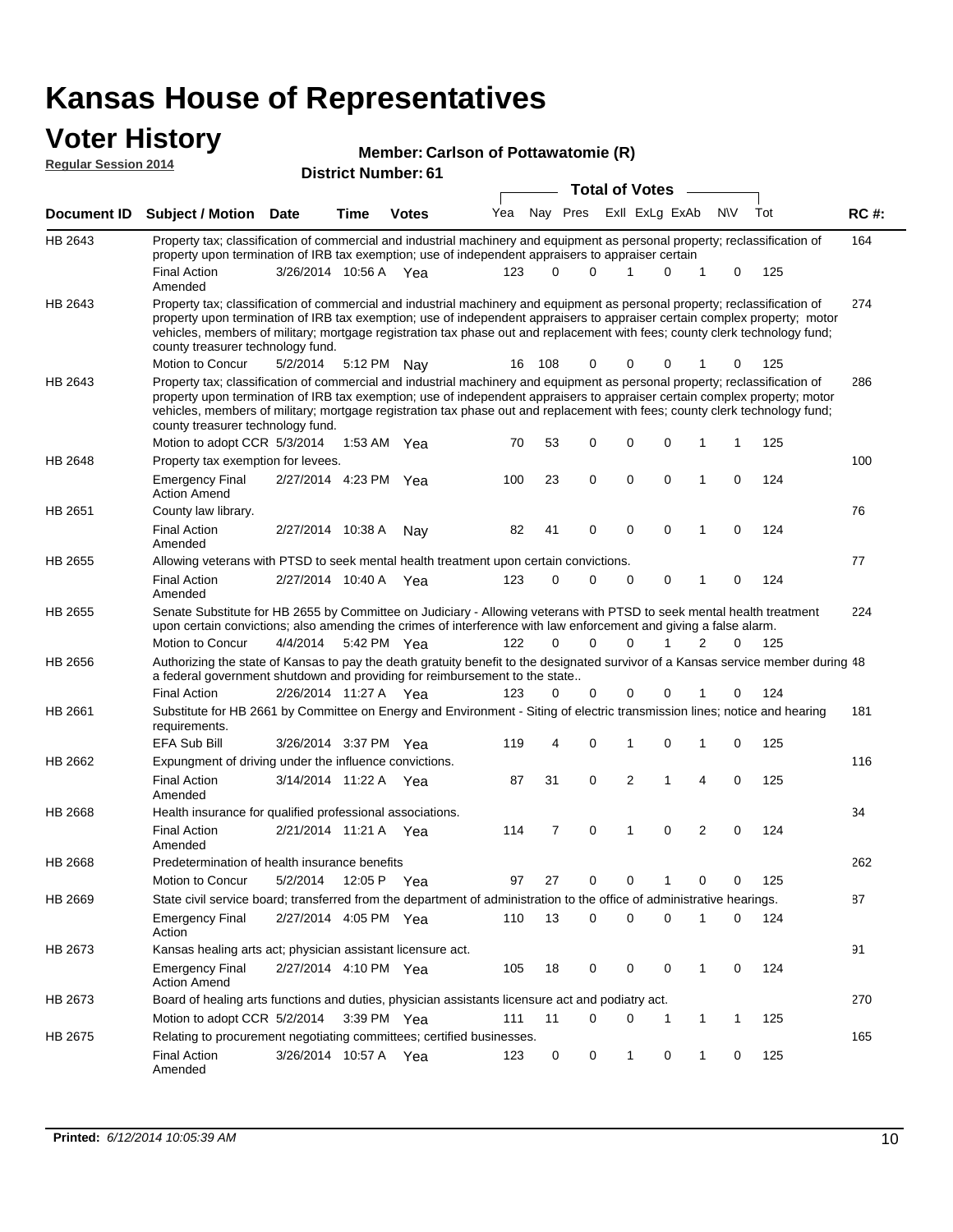# Kansas House of Representatives

## Voter History

**Regular Session 2014**

**Member: Carlson of Pottawatomie (R)**

**District Number: 61**

| Document ID | Subject / Motion | Date | Time | Votes | Yea | Nay | Pres | ExlI | ExLg | ExAb | N\V | Tot | RC #: |
|---|---|---|---|---|---|---|---|---|---|---|---|---|---|
| HB 2643 | Property tax; classification of commercial and industrial machinery and equipment as personal property; reclassification of property upon termination of IRB tax exemption; use of independent appraisers to appraiser certain | | | | | | | | | | | | 164 |
| | Final Action Amended | 3/26/2014 | 10:56 A | Yea | 123 | 0 | 0 | 1 | 0 | 1 | 0 | 125 | |
| HB 2643 | Property tax; classification of commercial and industrial machinery and equipment as personal property; reclassification of property upon termination of IRB tax exemption; use of independent appraisers to appraiser certain complex property; motor vehicles, members of military; mortgage registration tax phase out and replacement with fees; county clerk technology fund; county treasurer technology fund. | | | | | | | | | | | | 274 |
| | Motion to Concur | 5/2/2014 | 5:12 PM | Nay | 16 | 108 | 0 | 0 | 0 | 1 | 0 | 125 | |
| HB 2643 | Property tax; classification of commercial and industrial machinery and equipment as personal property; reclassification of property upon termination of IRB tax exemption; use of independent appraisers to appraiser certain complex property; motor vehicles, members of military; mortgage registration tax phase out and replacement with fees; county clerk technology fund; county treasurer technology fund. | | | | | | | | | | | | 286 |
| | Motion to adopt CCR | 5/3/2014 | 1:53 AM | Yea | 70 | 53 | 0 | 0 | 0 | 1 | 1 | 125 | |
| HB 2648 | Property tax exemption for levees. | | | | | | | | | | | | 100 |
| | Emergency Final Action Amend | 2/27/2014 | 4:23 PM | Yea | 100 | 23 | 0 | 0 | 0 | 1 | 0 | 124 | |
| HB 2651 | County law library. | | | | | | | | | | | | 76 |
| | Final Action Amended | 2/27/2014 | 10:38 A | Nay | 82 | 41 | 0 | 0 | 0 | 1 | 0 | 124 | |
| HB 2655 | Allowing veterans with PTSD to seek mental health treatment upon certain convictions. | | | | | | | | | | | | 77 |
| | Final Action Amended | 2/27/2014 | 10:40 A | Yea | 123 | 0 | 0 | 0 | 0 | 1 | 0 | 124 | |
| HB 2655 | Senate Substitute for HB 2655 by Committee on Judiciary - Allowing veterans with PTSD to seek mental health treatment upon certain convictions; also amending the crimes of interference with law enforcement and giving a false alarm. | | | | | | | | | | | | 224 |
| | Motion to Concur | 4/4/2014 | 5:42 PM | Yea | 122 | 0 | 0 | 0 | 1 | 2 | 0 | 125 | |
| HB 2656 | Authorizing the state of Kansas to pay the death gratuity benefit to the designated survivor of a Kansas service member during a federal government shutdown and providing for reimbursement to the state.. | | | | | | | | | | | | 48 |
| | Final Action | 2/26/2014 | 11:27 A | Yea | 123 | 0 | 0 | 0 | 0 | 1 | 0 | 124 | |
| HB 2661 | Substitute for HB 2661 by Committee on Energy and Environment - Siting of electric transmission lines; notice and hearing requirements. | | | | | | | | | | | | 181 |
| | EFA Sub Bill | 3/26/2014 | 3:37 PM | Yea | 119 | 4 | 0 | 1 | 0 | 1 | 0 | 125 | |
| HB 2662 | Expungment of driving under the influence convictions. | | | | | | | | | | | | 116 |
| | Final Action Amended | 3/14/2014 | 11:22 A | Yea | 87 | 31 | 0 | 2 | 1 | 4 | 0 | 125 | |
| HB 2668 | Health insurance for qualified professional associations. | | | | | | | | | | | | 34 |
| | Final Action Amended | 2/21/2014 | 11:21 A | Yea | 114 | 7 | 0 | 1 | 0 | 2 | 0 | 124 | |
| HB 2668 | Predetermination of health insurance benefits | | | | | | | | | | | | 262 |
| | Motion to Concur | 5/2/2014 | 12:05 P | Yea | 97 | 27 | 0 | 0 | 1 | 0 | 0 | 125 | |
| HB 2669 | State civil service board; transferred from the department of administration to the office of administrative hearings. | | | | | | | | | | | | 87 |
| | Emergency Final Action | 2/27/2014 | 4:05 PM | Yea | 110 | 13 | 0 | 0 | 0 | 1 | 0 | 124 | |
| HB 2673 | Kansas healing arts act; physician assistant licensure act. | | | | | | | | | | | | 91 |
| | Emergency Final Action Amend | 2/27/2014 | 4:10 PM | Yea | 105 | 18 | 0 | 0 | 0 | 1 | 0 | 124 | |
| HB 2673 | Board of healing arts functions and duties, physician assistants licensure act and podiatry act. | | | | | | | | | | | | 270 |
| | Motion to adopt CCR | 5/2/2014 | 3:39 PM | Yea | 111 | 11 | 0 | 0 | 1 | 1 | 1 | 125 | |
| HB 2675 | Relating to procurement negotiating committees; certified businesses. | | | | | | | | | | | | 165 |
| | Final Action Amended | 3/26/2014 | 10:57 A | Yea | 123 | 0 | 0 | 1 | 0 | 1 | 0 | 125 | |

**Printed:** *6/12/2014 10:05:39 AM*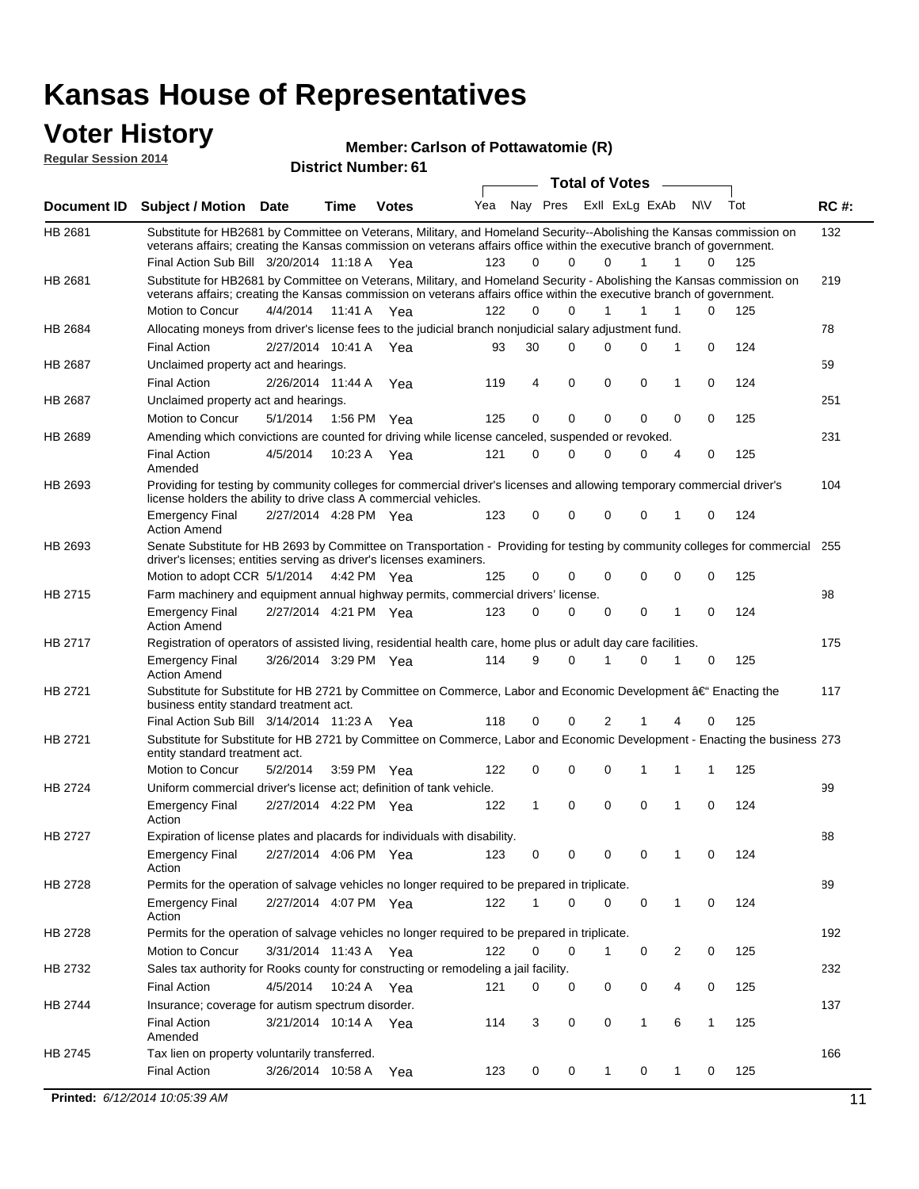# Kansas House of Representatives

## Voter History

**Regular Session 2014**

**Member: Carlson of Pottawatomie (R)**

**District Number: 61**

| Document ID | Subject / Motion | Date | Time | Votes | Yea | Nay | Pres | ExII | ExLg | ExAb | N\V | Tot | RC #: |
|---|---|---|---|---|---|---|---|---|---|---|---|---|---|
| HB 2681 | Substitute for HB2681 by Committee on Veterans, Military, and Homeland Security--Abolishing the Kansas commission on veterans affairs; creating the Kansas commission on veterans affairs office within the executive branch of government. | | | | | | | | | | | | 132 |
| | Final Action Sub Bill | 3/20/2014 | 11:18 A | Yea | 123 | 0 | 0 | 0 | 1 | 1 | 0 | 125 | |
| HB 2681 | Substitute for HB2681 by Committee on Veterans, Military, and Homeland Security - Abolishing the Kansas commission on veterans affairs; creating the Kansas commission on veterans affairs office within the executive branch of government. | | | | | | | | | | | | 219 |
| | Motion to Concur | 4/4/2014 | 11:41 A | Yea | 122 | 0 | 0 | 1 | 1 | 1 | 0 | 125 | |
| HB 2684 | Allocating moneys from driver's license fees to the judicial branch nonjudicial salary adjustment fund. | | | | | | | | | | | | 78 |
| | Final Action | 2/27/2014 | 10:41 A | Yea | 93 | 30 | 0 | 0 | 0 | 1 | 0 | 124 | |
| HB 2687 | Unclaimed property act and hearings. | | | | | | | | | | | | 59 |
| | Final Action | 2/26/2014 | 11:44 A | Yea | 119 | 4 | 0 | 0 | 0 | 1 | 0 | 124 | |
| HB 2687 | Unclaimed property act and hearings. | | | | | | | | | | | | 251 |
| | Motion to Concur | 5/1/2014 | 1:56 PM | Yea | 125 | 0 | 0 | 0 | 0 | 0 | 0 | 125 | |
| HB 2689 | Amending which convictions are counted for driving while license canceled, suspended or revoked. | | | | | | | | | | | | 231 |
| | Final Action Amended | 4/5/2014 | 10:23 A | Yea | 121 | 0 | 0 | 0 | 0 | 4 | 0 | 125 | |
| HB 2693 | Providing for testing by community colleges for commercial driver's licenses and allowing temporary commercial driver's license holders the ability to drive class A commercial vehicles. | | | | | | | | | | | | 104 |
| | Emergency Final Action Amend | 2/27/2014 | 4:28 PM | Yea | 123 | 0 | 0 | 0 | 0 | 1 | 0 | 124 | |
| HB 2693 | Senate Substitute for HB 2693 by Committee on Transportation - Providing for testing by community colleges for commercial driver's licenses; entities serving as driver's licenses examiners. | | | | | | | | | | | | 255 |
| | Motion to adopt CCR | 5/1/2014 | 4:42 PM | Yea | 125 | 0 | 0 | 0 | 0 | 0 | 0 | 125 | |
| HB 2715 | Farm machinery and equipment annual highway permits, commercial drivers' license. | | | | | | | | | | | | 98 |
| | Emergency Final Action Amend | 2/27/2014 | 4:21 PM | Yea | 123 | 0 | 0 | 0 | 0 | 1 | 0 | 124 | |
| HB 2717 | Registration of operators of assisted living, residential health care, home plus or adult day care facilities. | | | | | | | | | | | | 175 |
| | Emergency Final Action Amend | 3/26/2014 | 3:29 PM | Yea | 114 | 9 | 0 | 1 | 0 | 1 | 0 | 125 | |
| HB 2721 | Substitute for Substitute for HB 2721 by Committee on Commerce, Labor and Economic Development â€" Enacting the business entity standard treatment act. | | | | | | | | | | | | 117 |
| | Final Action Sub Bill | 3/14/2014 | 11:23 A | Yea | 118 | 0 | 0 | 2 | 1 | 4 | 0 | 125 | |
| HB 2721 | Substitute for Substitute for HB 2721 by Committee on Commerce, Labor and Economic Development - Enacting the business entity standard treatment act. | | | | | | | | | | | | 273 |
| | Motion to Concur | 5/2/2014 | 3:59 PM | Yea | 122 | 0 | 0 | 0 | 1 | 1 | 1 | 125 | |
| HB 2724 | Uniform commercial driver's license act; definition of tank vehicle. | | | | | | | | | | | | 99 |
| | Emergency Final Action | 2/27/2014 | 4:22 PM | Yea | 122 | 1 | 0 | 0 | 0 | 1 | 0 | 124 | |
| HB 2727 | Expiration of license plates and placards for individuals with disability. | | | | | | | | | | | | 88 |
| | Emergency Final Action | 2/27/2014 | 4:06 PM | Yea | 123 | 0 | 0 | 0 | 0 | 1 | 0 | 124 | |
| HB 2728 | Permits for the operation of salvage vehicles no longer required to be prepared in triplicate. | | | | | | | | | | | | 89 |
| | Emergency Final Action | 2/27/2014 | 4:07 PM | Yea | 122 | 1 | 0 | 0 | 0 | 1 | 0 | 124 | |
| HB 2728 | Permits for the operation of salvage vehicles no longer required to be prepared in triplicate. | | | | | | | | | | | | 192 |
| | Motion to Concur | 3/31/2014 | 11:43 A | Yea | 122 | 0 | 0 | 1 | 0 | 2 | 0 | 125 | |
| HB 2732 | Sales tax authority for Rooks county for constructing or remodeling a jail facility. | | | | | | | | | | | | 232 |
| | Final Action | 4/5/2014 | 10:24 A | Yea | 121 | 0 | 0 | 0 | 0 | 4 | 0 | 125 | |
| HB 2744 | Insurance; coverage for autism spectrum disorder. | | | | | | | | | | | | 137 |
| | Final Action Amended | 3/21/2014 | 10:14 A | Yea | 114 | 3 | 0 | 0 | 1 | 6 | 1 | 125 | |
| HB 2745 | Tax lien on property voluntarily transferred. | | | | | | | | | | | | 166 |
| | Final Action | 3/26/2014 | 10:58 A | Yea | 123 | 0 | 0 | 1 | 0 | 1 | 0 | 125 | |

**Printed:** 6/12/2014 10:05:39 AM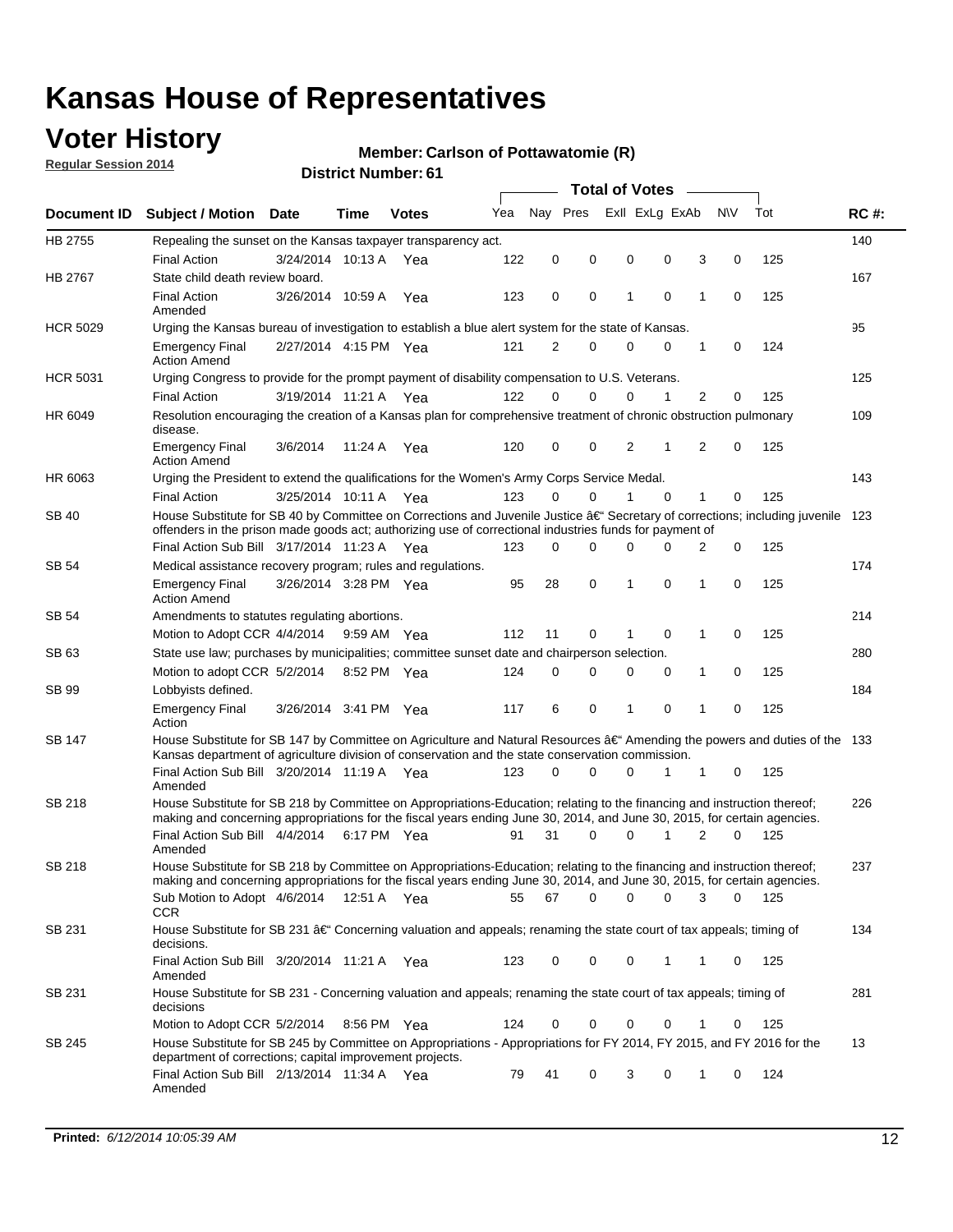# Kansas House of Representatives

## Voter History

**Regular Session 2014**

**Member: Carlson of Pottawatomie (R)**

**District Number: 61**

| Document ID | Subject / Motion | Date | Time | Votes | Yea | Nay | Pres | ExII | ExLg | ExAb | N\V | Tot | RC #: |
|---|---|---|---|---|---|---|---|---|---|---|---|---|---|
| HB 2755 | Repealing the sunset on the Kansas taxpayer transparency act. | | | | | | | | | | | | 140 |
| | Final Action | 3/24/2014 | 10:13 A | Yea | 122 | 0 | 0 | 0 | 0 | 3 | 0 | 125 | |
| HB 2767 | State child death review board. | | | | | | | | | | | | 167 |
| | Final Action Amended | 3/26/2014 | 10:59 A | Yea | 123 | 0 | 0 | 1 | 0 | 1 | 0 | 125 | |
| HCR 5029 | Urging the Kansas bureau of investigation to establish a blue alert system for the state of Kansas. | | | | | | | | | | | | 95 |
| | Emergency Final Action Amend | 2/27/2014 | 4:15 PM | Yea | 121 | 2 | 0 | 0 | 0 | 1 | 0 | 124 | |
| HCR 5031 | Urging Congress to provide for the prompt payment of disability compensation to U.S. Veterans. | | | | | | | | | | | | 125 |
| | Final Action | 3/19/2014 | 11:21 A | Yea | 122 | 0 | 0 | 0 | 1 | 2 | 0 | 125 | |
| HR 6049 | Resolution encouraging the creation of a Kansas plan for comprehensive treatment of chronic obstruction pulmonary disease. | | | | | | | | | | | | 109 |
| | Emergency Final Action Amend | 3/6/2014 | 11:24 A | Yea | 120 | 0 | 0 | 2 | 1 | 2 | 0 | 125 | |
| HR 6063 | Urging the President to extend the qualifications for the Women's Army Corps Service Medal. | | | | | | | | | | | | 143 |
| | Final Action | 3/25/2014 | 10:11 A | Yea | 123 | 0 | 0 | 1 | 0 | 1 | 0 | 125 | |
| SB 40 | House Substitute for SB 40 by Committee on Corrections and Juvenile Justice â€" Secretary of corrections; including juvenile offenders in the prison made goods act; authorizing use of correctional industries funds for payment of | | | | | | | | | | | | 123 |
| | Final Action Sub Bill | 3/17/2014 | 11:23 A | Yea | 123 | 0 | 0 | 0 | 0 | 2 | 0 | 125 | |
| SB 54 | Medical assistance recovery program; rules and regulations. | | | | | | | | | | | | 174 |
| | Emergency Final Action Amend | 3/26/2014 | 3:28 PM | Yea | 95 | 28 | 0 | 1 | 0 | 1 | 0 | 125 | |
| SB 54 | Amendments to statutes regulating abortions. | | | | | | | | | | | | 214 |
| | Motion to Adopt CCR | 4/4/2014 | 9:59 AM | Yea | 112 | 11 | 0 | 1 | 0 | 1 | 0 | 125 | |
| SB 63 | State use law; purchases by municipalities; committee sunset date and chairperson selection. | | | | | | | | | | | | 280 |
| | Motion to adopt CCR | 5/2/2014 | 8:52 PM | Yea | 124 | 0 | 0 | 0 | 0 | 1 | 0 | 125 | |
| SB 99 | Lobbyists defined. | | | | | | | | | | | | 184 |
| | Emergency Final Action | 3/26/2014 | 3:41 PM | Yea | 117 | 6 | 0 | 1 | 0 | 1 | 0 | 125 | |
| SB 147 | House Substitute for SB 147 by Committee on Agriculture and Natural Resources â€" Amending the powers and duties of the Kansas department of agriculture division of conservation and the state conservation commission. | | | | | | | | | | | | 133 |
| | Final Action Sub Bill Amended | 3/20/2014 | 11:19 A | Yea | 123 | 0 | 0 | 0 | 1 | 1 | 0 | 125 | |
| SB 218 | House Substitute for SB 218 by Committee on Appropriations-Education; relating to the financing and instruction thereof; making and concerning appropriations for the fiscal years ending June 30, 2014, and June 30, 2015, for certain agencies. | | | | | | | | | | | | 226 |
| | Final Action Sub Bill Amended | 4/4/2014 | 6:17 PM | Yea | 91 | 31 | 0 | 0 | 1 | 2 | 0 | 125 | |
| SB 218 | House Substitute for SB 218 by Committee on Appropriations-Education; relating to the financing and instruction thereof; making and concerning appropriations for the fiscal years ending June 30, 2014, and June 30, 2015, for certain agencies. | | | | | | | | | | | | 237 |
| | Sub Motion to Adopt CCR | 4/6/2014 | 12:51 A | Yea | 55 | 67 | 0 | 0 | 0 | 3 | 0 | 125 | |
| SB 231 | House Substitute for SB 231 â€" Concerning valuation and appeals; renaming the state court of tax appeals; timing of decisions. | | | | | | | | | | | | 134 |
| | Final Action Sub Bill Amended | 3/20/2014 | 11:21 A | Yea | 123 | 0 | 0 | 0 | 1 | 1 | 0 | 125 | |
| SB 231 | House Substitute for SB 231 - Concerning valuation and appeals; renaming the state court of tax appeals; timing of decisions | | | | | | | | | | | | 281 |
| | Motion to Adopt CCR | 5/2/2014 | 8:56 PM | Yea | 124 | 0 | 0 | 0 | 0 | 1 | 0 | 125 | |
| SB 245 | House Substitute for SB 245 by Committee on Appropriations - Appropriations for FY 2014, FY 2015, and FY 2016 for the department of corrections; capital improvement projects. | | | | | | | | | | | | 13 |
| | Final Action Sub Bill Amended | 2/13/2014 | 11:34 A | Yea | 79 | 41 | 0 | 3 | 0 | 1 | 0 | 124 | |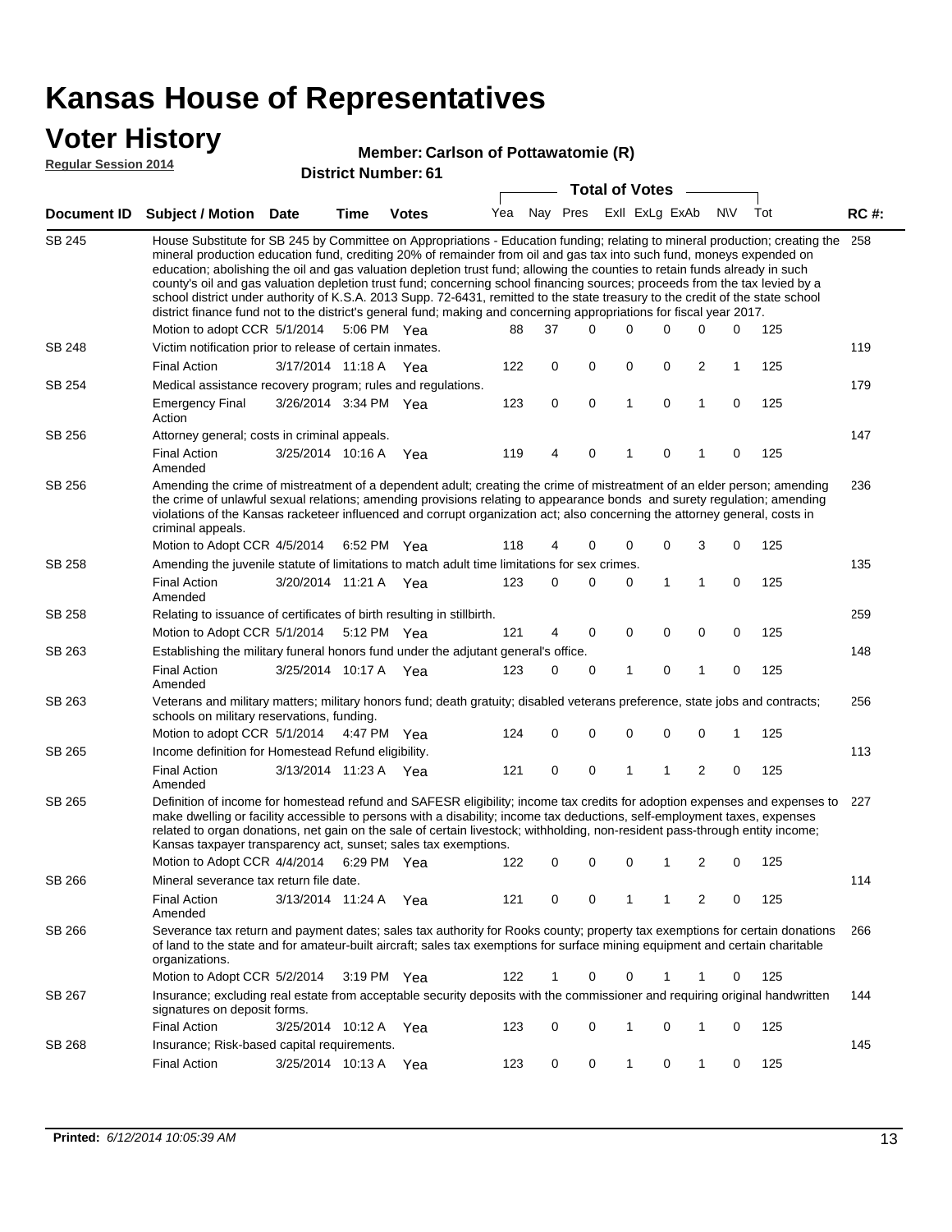# Kansas House of Representatives

## Voter History

**Regular Session 2014**

**Member: Carlson of Pottawatomie (R)**

**District Number: 61**

| Document ID | Subject / Motion | Date | Time | Votes | Yea | Nay | Pres | ExII | ExLg | ExAb | N\V | Tot | RC #: |
|---|---|---|---|---|---|---|---|---|---|---|---|---|---|
| SB 245 | House Substitute for SB 245 by Committee on Appropriations - Education funding; relating to mineral production; creating the mineral production education fund, crediting 20% of remainder from oil and gas tax into such fund, moneys expended on education; abolishing the oil and gas valuation depletion trust fund; allowing the counties to retain funds already in such county's oil and gas valuation depletion trust fund; concerning school financing sources; proceeds from the tax levied by a school district under authority of K.S.A. 2013 Supp. 72-6431, remitted to the state treasury to the credit of the state school district finance fund not to the district's general fund; making and concerning appropriations for fiscal year 2017. | | | | | | | | | | | | 258 |
| | Motion to adopt CCR | 5/1/2014 | 5:06 PM | Yea | 88 | 37 | 0 | 0 | 0 | 0 | 0 | 125 | |
| SB 248 | Victim notification prior to release of certain inmates. | | | | | | | | | | | | 119 |
| | Final Action | 3/17/2014 | 11:18 A | Yea | 122 | 0 | 0 | 0 | 0 | 2 | 1 | 125 | |
| SB 254 | Medical assistance recovery program; rules and regulations. | | | | | | | | | | | | 179 |
| | Emergency Final Action | 3/26/2014 | 3:34 PM | Yea | 123 | 0 | 0 | 1 | 0 | 1 | 0 | 125 | |
| SB 256 | Attorney general; costs in criminal appeals. | | | | | | | | | | | | 147 |
| | Final Action Amended | 3/25/2014 | 10:16 A | Yea | 119 | 4 | 0 | 1 | 0 | 1 | 0 | 125 | |
| SB 256 | Amending the crime of mistreatment of a dependent adult; creating the crime of mistreatment of an elder person; amending the crime of unlawful sexual relations; amending provisions relating to appearance bonds and surety regulation; amending violations of the Kansas racketeer influenced and corrupt organization act; also concerning the attorney general, costs in criminal appeals. | | | | | | | | | | | | 236 |
| | Motion to Adopt CCR | 4/5/2014 | 6:52 PM | Yea | 118 | 4 | 0 | 0 | 0 | 3 | 0 | 125 | |
| SB 258 | Amending the juvenile statute of limitations to match adult time limitations for sex crimes. | | | | | | | | | | | | 135 |
| | Final Action Amended | 3/20/2014 | 11:21 A | Yea | 123 | 0 | 0 | 0 | 1 | 1 | 0 | 125 | |
| SB 258 | Relating to issuance of certificates of birth resulting in stillbirth. | | | | | | | | | | | | 259 |
| | Motion to Adopt CCR | 5/1/2014 | 5:12 PM | Yea | 121 | 4 | 0 | 0 | 0 | 0 | 0 | 125 | |
| SB 263 | Establishing the military funeral honors fund under the adjutant general's office. | | | | | | | | | | | | 148 |
| | Final Action Amended | 3/25/2014 | 10:17 A | Yea | 123 | 0 | 0 | 1 | 0 | 1 | 0 | 125 | |
| SB 263 | Veterans and military matters; military honors fund; death gratuity; disabled veterans preference, state jobs and contracts; schools on military reservations, funding. | | | | | | | | | | | | 256 |
| | Motion to adopt CCR | 5/1/2014 | 4:47 PM | Yea | 124 | 0 | 0 | 0 | 0 | 0 | 1 | 125 | |
| SB 265 | Income definition for Homestead Refund eligibility. | | | | | | | | | | | | 113 |
| | Final Action Amended | 3/13/2014 | 11:23 A | Yea | 121 | 0 | 0 | 1 | 1 | 2 | 0 | 125 | |
| SB 265 | Definition of income for homestead refund and SAFESR eligibility; income tax credits for adoption expenses and expenses to make dwelling or facility accessible to persons with a disability; income tax deductions, self-employment taxes, expenses related to organ donations, net gain on the sale of certain livestock; withholding, non-resident pass-through entity income; Kansas taxpayer transparency act, sunset; sales tax exemptions. | | | | | | | | | | | | 227 |
| | Motion to Adopt CCR | 4/4/2014 | 6:29 PM | Yea | 122 | 0 | 0 | 0 | 1 | 2 | 0 | 125 | |
| SB 266 | Mineral severance tax return file date. | | | | | | | | | | | | 114 |
| | Final Action Amended | 3/13/2014 | 11:24 A | Yea | 121 | 0 | 0 | 1 | 1 | 2 | 0 | 125 | |
| SB 266 | Severance tax return and payment dates; sales tax authority for Rooks county; property tax exemptions for certain donations of land to the state and for amateur-built aircraft; sales tax exemptions for surface mining equipment and certain charitable organizations. | | | | | | | | | | | | 266 |
| | Motion to Adopt CCR | 5/2/2014 | 3:19 PM | Yea | 122 | 1 | 0 | 0 | 1 | 1 | 0 | 125 | |
| SB 267 | Insurance; excluding real estate from acceptable security deposits with the commissioner and requiring original handwritten signatures on deposit forms. | | | | | | | | | | | | 144 |
| | Final Action | 3/25/2014 | 10:12 A | Yea | 123 | 0 | 0 | 1 | 0 | 1 | 0 | 125 | |
| SB 268 | Insurance; Risk-based capital requirements. | | | | | | | | | | | | 145 |
| | Final Action | 3/25/2014 | 10:13 A | Yea | 123 | 0 | 0 | 1 | 0 | 1 | 0 | 125 | |

**Printed:** *6/12/2014 10:05:39 AM*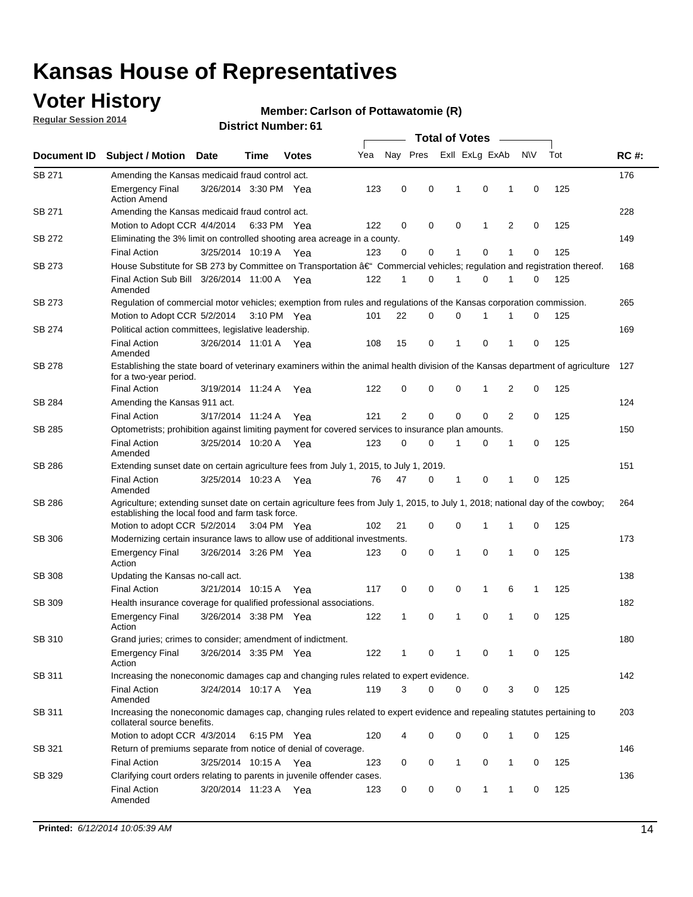# Kansas House of Representatives

## Voter History

**Regular Session 2014**

**Member: Carlson of Pottawatomie (R)**

**District Number: 61**

| Document ID | Subject / Motion | Date | Time | Votes | Yea | Nay | Pres | ExlI | ExLg | ExAb | N\V | Tot | RC #: |
|---|---|---|---|---|---|---|---|---|---|---|---|---|---|
| SB 271 | Amending the Kansas medicaid fraud control act. | | | | | | | | | | | | 176 |
| | Emergency Final Action Amend | 3/26/2014 | 3:30 PM | Yea | 123 | 0 | 0 | 1 | 0 | 1 | 0 | 125 | |
| SB 271 | Amending the Kansas medicaid fraud control act. | | | | | | | | | | | | 228 |
| | Motion to Adopt CCR | 4/4/2014 | 6:33 PM | Yea | 122 | 0 | 0 | 0 | 1 | 2 | 0 | 125 | |
| SB 272 | Eliminating the 3% limit on controlled shooting area acreage in a county. | | | | | | | | | | | | 149 |
| | Final Action | 3/25/2014 | 10:19 A | Yea | 123 | 0 | 0 | 1 | 0 | 1 | 0 | 125 | |
| SB 273 | House Substitute for SB 273 by Committee on Transportation â€" Commercial vehicles; regulation and registration thereof. | | | | | | | | | | | | 168 |
| | Final Action Sub Bill Amended | 3/26/2014 | 11:00 A | Yea | 122 | 1 | 0 | 1 | 0 | 1 | 0 | 125 | |
| SB 273 | Regulation of commercial motor vehicles; exemption from rules and regulations of the Kansas corporation commission. | | | | | | | | | | | | 265 |
| | Motion to Adopt CCR | 5/2/2014 | 3:10 PM | Yea | 101 | 22 | 0 | 0 | 1 | 1 | 0 | 125 | |
| SB 274 | Political action committees, legislative leadership. | | | | | | | | | | | | 169 |
| | Final Action Amended | 3/26/2014 | 11:01 A | Yea | 108 | 15 | 0 | 1 | 0 | 1 | 0 | 125 | |
| SB 278 | Establishing the state board of veterinary examiners within the animal health division of the Kansas department of agriculture for a two-year period. | | | | | | | | | | | | 127 |
| | Final Action | 3/19/2014 | 11:24 A | Yea | 122 | 0 | 0 | 0 | 1 | 2 | 0 | 125 | |
| SB 284 | Amending the Kansas 911 act. | | | | | | | | | | | | 124 |
| | Final Action | 3/17/2014 | 11:24 A | Yea | 121 | 2 | 0 | 0 | 0 | 2 | 0 | 125 | |
| SB 285 | Optometrists; prohibition against limiting payment for covered services to insurance plan amounts. | | | | | | | | | | | | 150 |
| | Final Action Amended | 3/25/2014 | 10:20 A | Yea | 123 | 0 | 0 | 1 | 0 | 1 | 0 | 125 | |
| SB 286 | Extending sunset date on certain agriculture fees from July 1, 2015, to July 1, 2019. | | | | | | | | | | | | 151 |
| | Final Action Amended | 3/25/2014 | 10:23 A | Yea | 76 | 47 | 0 | 1 | 0 | 1 | 0 | 125 | |
| SB 286 | Agriculture; extending sunset date on certain agriculture fees from July 1, 2015, to July 1, 2018; national day of the cowboy; establishing the local food and farm task force. | | | | | | | | | | | | 264 |
| | Motion to adopt CCR | 5/2/2014 | 3:04 PM | Yea | 102 | 21 | 0 | 0 | 1 | 1 | 0 | 125 | |
| SB 306 | Modernizing certain insurance laws to allow use of additional investments. | | | | | | | | | | | | 173 |
| | Emergency Final Action | 3/26/2014 | 3:26 PM | Yea | 123 | 0 | 0 | 1 | 0 | 1 | 0 | 125 | |
| SB 308 | Updating the Kansas no-call act. | | | | | | | | | | | | 138 |
| | Final Action | 3/21/2014 | 10:15 A | Yea | 117 | 0 | 0 | 0 | 1 | 6 | 1 | 125 | |
| SB 309 | Health insurance coverage for qualified professional associations. | | | | | | | | | | | | 182 |
| | Emergency Final Action | 3/26/2014 | 3:38 PM | Yea | 122 | 1 | 0 | 1 | 0 | 1 | 0 | 125 | |
| SB 310 | Grand juries; crimes to consider; amendment of indictment. | | | | | | | | | | | | 180 |
| | Emergency Final Action | 3/26/2014 | 3:35 PM | Yea | 122 | 1 | 0 | 1 | 0 | 1 | 0 | 125 | |
| SB 311 | Increasing the noneconomic damages cap and changing rules related to expert evidence. | | | | | | | | | | | | 142 |
| | Final Action Amended | 3/24/2014 | 10:17 A | Yea | 119 | 3 | 0 | 0 | 0 | 3 | 0 | 125 | |
| SB 311 | Increasing the noneconomic damages cap, changing rules related to expert evidence and repealing statutes pertaining to collateral source benefits. | | | | | | | | | | | | 203 |
| | Motion to adopt CCR | 4/3/2014 | 6:15 PM | Yea | 120 | 4 | 0 | 0 | 0 | 1 | 0 | 125 | |
| SB 321 | Return of premiums separate from notice of denial of coverage. | | | | | | | | | | | | 146 |
| | Final Action | 3/25/2014 | 10:15 A | Yea | 123 | 0 | 0 | 1 | 0 | 1 | 0 | 125 | |
| SB 329 | Clarifying court orders relating to parents in juvenile offender cases. | | | | | | | | | | | | 136 |
| | Final Action Amended | 3/20/2014 | 11:23 A | Yea | 123 | 0 | 0 | 0 | 1 | 1 | 0 | 125 | |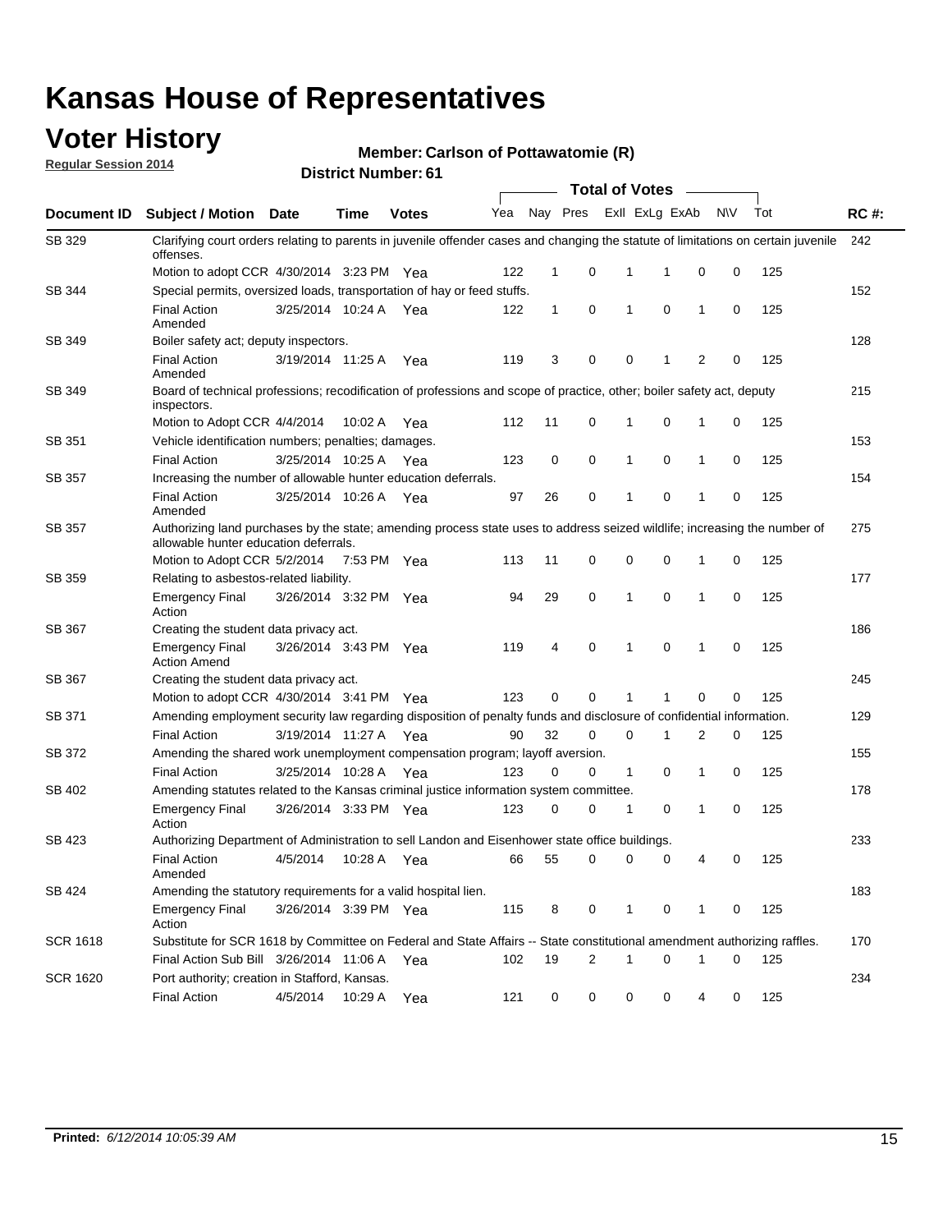# Kansas House of Representatives

## Voter History

**Regular Session 2014**

**Member: Carlson of Pottawatomie (R)**

**District Number: 61**

| Document ID | Subject / Motion | Date | Time | Votes | Yea | Nay | Pres | ExII | ExLg | ExAb | N\V | Tot | RC #: |
|---|---|---|---|---|---|---|---|---|---|---|---|---|---|
| SB 329 | Clarifying court orders relating to parents in juvenile offender cases and changing the statute of limitations on certain juvenile offenses. | | | | | | | | | | | | 242 |
| | Motion to adopt CCR | 4/30/2014 | 3:23 PM | Yea | 122 | 1 | 0 | 1 | 1 | 0 | 0 | 125 | |
| SB 344 | Special permits, oversized loads, transportation of hay or feed stuffs. | | | | | | | | | | | | 152 |
| | Final Action Amended | 3/25/2014 | 10:24 A | Yea | 122 | 1 | 0 | 1 | 0 | 1 | 0 | 125 | |
| SB 349 | Boiler safety act; deputy inspectors. | | | | | | | | | | | | 128 |
| | Final Action Amended | 3/19/2014 | 11:25 A | Yea | 119 | 3 | 0 | 0 | 1 | 2 | 0 | 125 | |
| SB 349 | Board of technical professions; recodification of professions and scope of practice, other; boiler safety act, deputy inspectors. | | | | | | | | | | | | 215 |
| | Motion to Adopt CCR | 4/4/2014 | 10:02 A | Yea | 112 | 11 | 0 | 1 | 0 | 1 | 0 | 125 | |
| SB 351 | Vehicle identification numbers; penalties; damages. | | | | | | | | | | | | 153 |
| | Final Action | 3/25/2014 | 10:25 A | Yea | 123 | 0 | 0 | 1 | 0 | 1 | 0 | 125 | |
| SB 357 | Increasing the number of allowable hunter education deferrals. | | | | | | | | | | | | 154 |
| | Final Action Amended | 3/25/2014 | 10:26 A | Yea | 97 | 26 | 0 | 1 | 0 | 1 | 0 | 125 | |
| SB 357 | Authorizing land purchases by the state; amending process state uses to address seized wildlife; increasing the number of allowable hunter education deferrals. | | | | | | | | | | | | 275 |
| | Motion to Adopt CCR | 5/2/2014 | 7:53 PM | Yea | 113 | 11 | 0 | 0 | 0 | 1 | 0 | 125 | |
| SB 359 | Relating to asbestos-related liability. | | | | | | | | | | | | 177 |
| | Emergency Final Action | 3/26/2014 | 3:32 PM | Yea | 94 | 29 | 0 | 1 | 0 | 1 | 0 | 125 | |
| SB 367 | Creating the student data privacy act. | | | | | | | | | | | | 186 |
| | Emergency Final Action Amend | 3/26/2014 | 3:43 PM | Yea | 119 | 4 | 0 | 1 | 0 | 1 | 0 | 125 | |
| SB 367 | Creating the student data privacy act. | | | | | | | | | | | | 245 |
| | Motion to adopt CCR | 4/30/2014 | 3:41 PM | Yea | 123 | 0 | 0 | 1 | 1 | 0 | 0 | 125 | |
| SB 371 | Amending employment security law regarding disposition of penalty funds and disclosure of confidential information. | | | | | | | | | | | | 129 |
| | Final Action | 3/19/2014 | 11:27 A | Yea | 90 | 32 | 0 | 0 | 1 | 2 | 0 | 125 | |
| SB 372 | Amending the shared work unemployment compensation program; layoff aversion. | | | | | | | | | | | | 155 |
| | Final Action | 3/25/2014 | 10:28 A | Yea | 123 | 0 | 0 | 1 | 0 | 1 | 0 | 125 | |
| SB 402 | Amending statutes related to the Kansas criminal justice information system committee. | | | | | | | | | | | | 178 |
| | Emergency Final Action | 3/26/2014 | 3:33 PM | Yea | 123 | 0 | 0 | 1 | 0 | 1 | 0 | 125 | |
| SB 423 | Authorizing Department of Administration to sell Landon and Eisenhower state office buildings. | | | | | | | | | | | | 233 |
| | Final Action Amended | 4/5/2014 | 10:28 A | Yea | 66 | 55 | 0 | 0 | 0 | 4 | 0 | 125 | |
| SB 424 | Amending the statutory requirements for a valid hospital lien. | | | | | | | | | | | | 183 |
| | Emergency Final Action | 3/26/2014 | 3:39 PM | Yea | 115 | 8 | 0 | 1 | 0 | 1 | 0 | 125 | |
| SCR 1618 | Substitute for SCR 1618 by Committee on Federal and State Affairs -- State constitutional amendment authorizing raffles. | | | | | | | | | | | | 170 |
| | Final Action Sub Bill | 3/26/2014 | 11:06 A | Yea | 102 | 19 | 2 | 1 | 0 | 1 | 0 | 125 | |
| SCR 1620 | Port authority; creation in Stafford, Kansas. | | | | | | | | | | | | 234 |
| | Final Action | 4/5/2014 | 10:29 A | Yea | 121 | 0 | 0 | 0 | 0 | 4 | 0 | 125 | |

**Printed:** *6/12/2014 10:05:39 AM*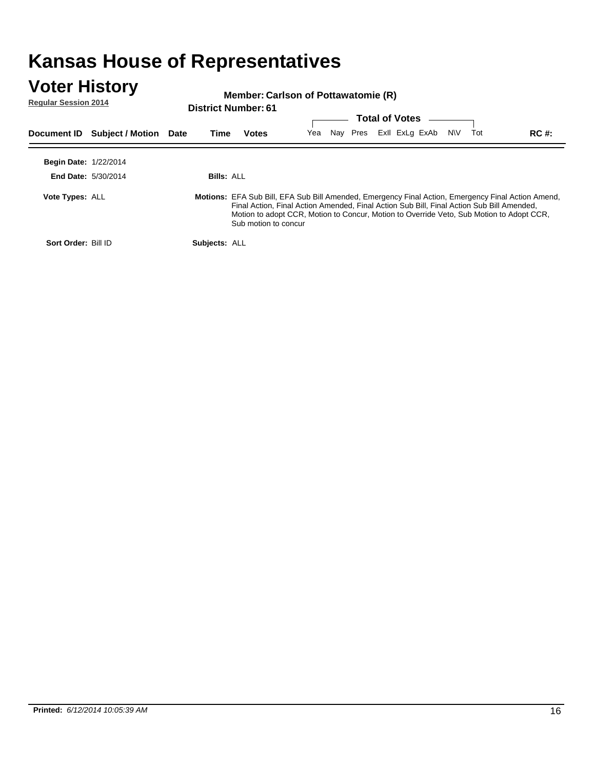# Kansas House of Representatives

## Voter History

**Regular Session 2014**

**Member: Carlson of Pottawatomie (R)**

**District Number: 61**

| Document ID | Subject / Motion | Date | Time | Votes | Yea | Nay | Pres | ExII | ExLg | ExAb | N\V | Tot | RC #: |
|---|---|---|---|---|---|---|---|---|---|---|---|---|---|

(Yea through Tot columns: Total of Votes)

**Begin Date:** 1/22/2014

**End Date:** 5/30/2014

**Bills:** ALL

**Vote Types:** ALL

**Motions:** EFA Sub Bill, EFA Sub Bill Amended, Emergency Final Action, Emergency Final Action Amend, Final Action, Final Action Amended, Final Action Sub Bill, Final Action Sub Bill Amended, Motion to adopt CCR, Motion to Concur, Motion to Override Veto, Sub Motion to Adopt CCR, Sub motion to concur

**Sort Order:** Bill ID

**Subjects:** ALL

**Printed:** *6/12/2014 10:05:39 AM*